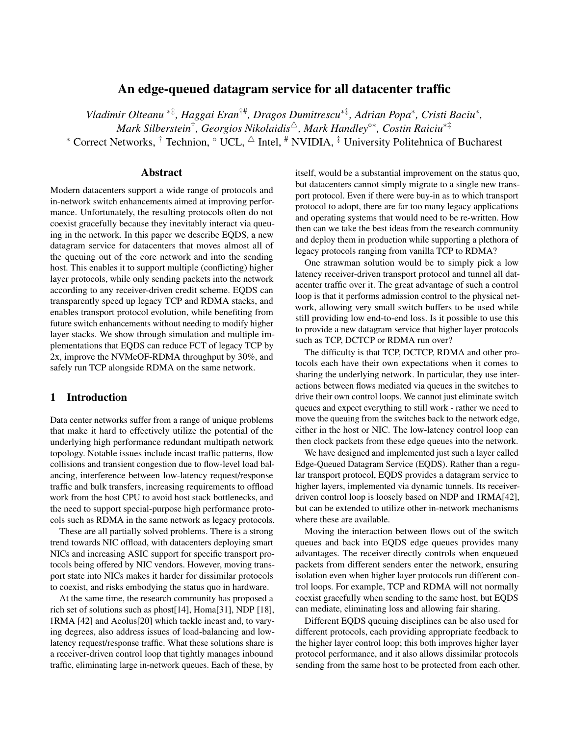# An edge-queued datagram service for all datacenter traffic

*Vladimir Olteanu [*‡], Haggai Eran[†#], Dragos Dumitrescu[*‡], Adrian Popa[*], Cristi Baciu[*], Mark Silberstein[†], Georgios Nikolaidis[△], Mark Handley[◦*], Costin Raiciu[*‡]*

[*] Correct Networks, [†] Technion, [◦] UCL, [△] Intel, [#] NVIDIA, [‡] University Politehnica of Bucharest

## Abstract

Modern datacenters support a wide range of protocols and in-network switch enhancements aimed at improving performance. Unfortunately, the resulting protocols often do not coexist gracefully because they inevitably interact via queuing in the network. In this paper we describe EQDS, a new datagram service for datacenters that moves almost all of the queuing out of the core network and into the sending host. This enables it to support multiple (conflicting) higher layer protocols, while only sending packets into the network according to any receiver-driven credit scheme. EQDS can transparently speed up legacy TCP and RDMA stacks, and enables transport protocol evolution, while benefiting from future switch enhancements without needing to modify higher layer stacks. We show through simulation and multiple implementations that EQDS can reduce FCT of legacy TCP by 2x, improve the NVMeOF-RDMA throughput by 30%, and safely run TCP alongside RDMA on the same network.

## 1 Introduction

Data center networks suffer from a range of unique problems that make it hard to effectively utilize the potential of the underlying high performance redundant multipath network topology. Notable issues include incast traffic patterns, flow collisions and transient congestion due to flow-level load balancing, interference between low-latency request/response traffic and bulk transfers, increasing requirements to offload work from the host CPU to avoid host stack bottlenecks, and the need to support special-purpose high performance protocols such as RDMA in the same network as legacy protocols.

These are all partially solved problems. There is a strong trend towards NIC offload, with datacenters deploying smart NICs and increasing ASIC support for specific transport protocols being offered by NIC vendors. However, moving transport state into NICs makes it harder for dissimilar protocols to coexist, and risks embodying the status quo in hardware.

At the same time, the research community has proposed a rich set of solutions such as phost[14], Homa[31], NDP [18], 1RMA [42] and Aeolus[20] which tackle incast and, to varying degrees, also address issues of load-balancing and low-latency request/response traffic. What these solutions share is a receiver-driven control loop that tightly manages inbound traffic, eliminating large in-network queues. Each of these, by itself, would be a substantial improvement on the status quo, but datacenters cannot simply migrate to a single new transport protocol. Even if there were buy-in as to which transport protocol to adopt, there are far too many legacy applications and operating systems that would need to be re-written. How then can we take the best ideas from the research community and deploy them in production while supporting a plethora of legacy protocols ranging from vanilla TCP to RDMA?

One strawman solution would be to simply pick a low latency receiver-driven transport protocol and tunnel all datacenter traffic over it. The great advantage of such a control loop is that it performs admission control to the physical network, allowing very small switch buffers to be used while still providing low end-to-end loss. Is it possible to use this to provide a new datagram service that higher layer protocols such as TCP, DCTCP or RDMA run over?

The difficulty is that TCP, DCTCP, RDMA and other protocols each have their own expectations when it comes to sharing the underlying network. In particular, they use interactions between flows mediated via queues in the switches to drive their own control loops. We cannot just eliminate switch queues and expect everything to still work - rather we need to move the queuing from the switches back to the network edge, either in the host or NIC. The low-latency control loop can then clock packets from these edge queues into the network.

We have designed and implemented just such a layer called Edge-Queued Datagram Service (EQDS). Rather than a regular transport protocol, EQDS provides a datagram service to higher layers, implemented via dynamic tunnels. Its receiver-driven control loop is loosely based on NDP and 1RMA[42], but can be extended to utilize other in-network mechanisms where these are available.

Moving the interaction between flows out of the switch queues and back into EQDS edge queues provides many advantages. The receiver directly controls when enqueued packets from different senders enter the network, ensuring isolation even when higher layer protocols run different control loops. For example, TCP and RDMA will not normally coexist gracefully when sending to the same host, but EQDS can mediate, eliminating loss and allowing fair sharing.

Different EQDS queuing disciplines can be also used for different protocols, each providing appropriate feedback to the higher layer control loop; this both improves higher layer protocol performance, and it also allows dissimilar protocols sending from the same host to be protected from each other.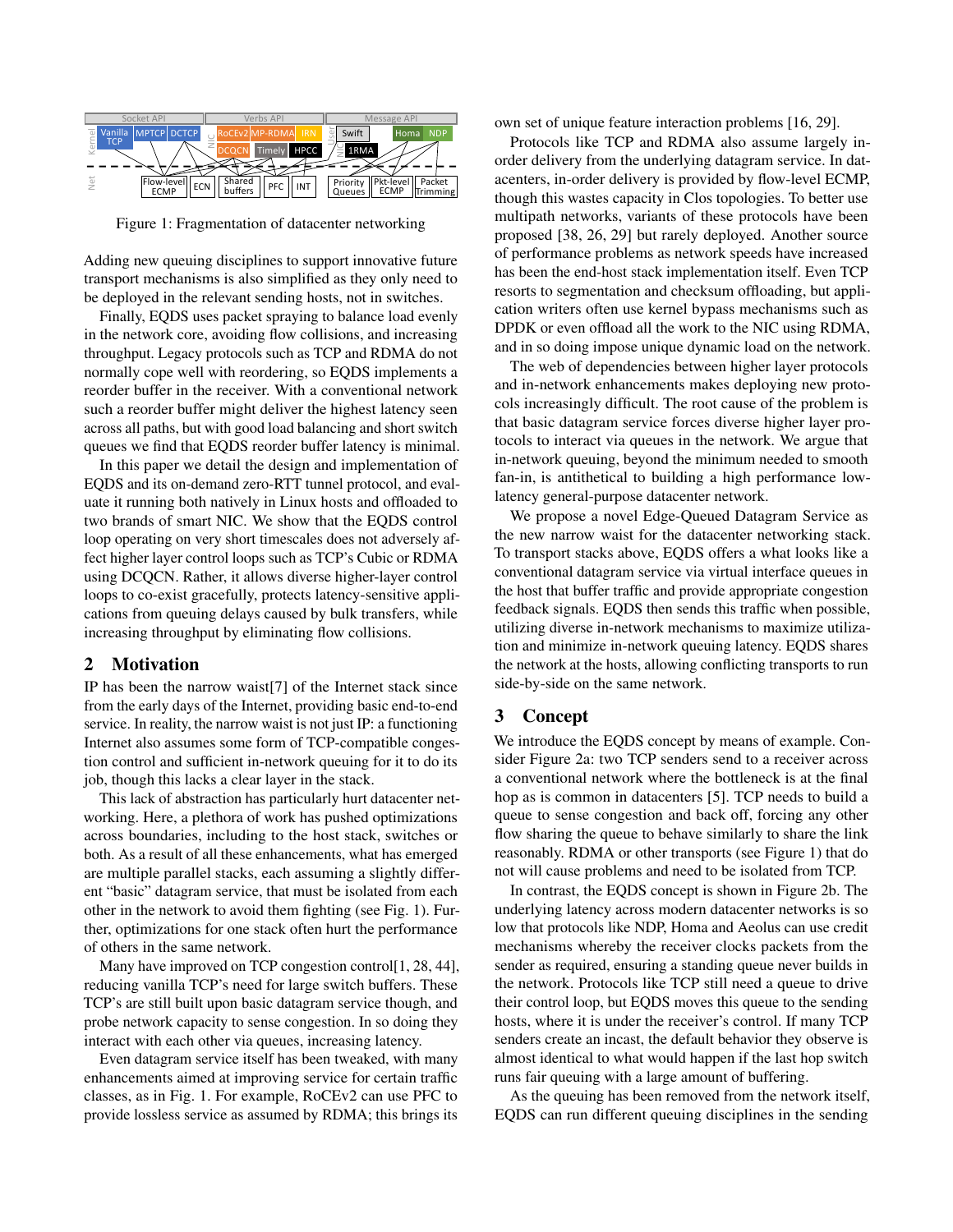Figure 1: Fragmentation of datacenter networking

Adding new queuing disciplines to support innovative future transport mechanisms is also simplified as they only need to be deployed in the relevant sending hosts, not in switches.

Finally, EQDS uses packet spraying to balance load evenly in the network core, avoiding flow collisions, and increasing throughput. Legacy protocols such as TCP and RDMA do not normally cope well with reordering, so EQDS implements a reorder buffer in the receiver. With a conventional network such a reorder buffer might deliver the highest latency seen across all paths, but with good load balancing and short switch queues we find that EQDS reorder buffer latency is minimal.

In this paper we detail the design and implementation of EQDS and its on-demand zero-RTT tunnel protocol, and evaluate it running both natively in Linux hosts and offloaded to two brands of smart NIC. We show that the EQDS control loop operating on very short timescales does not adversely affect higher layer control loops such as TCP's Cubic or RDMA using DCQCN. Rather, it allows diverse higher-layer control loops to co-exist gracefully, protects latency-sensitive applications from queuing delays caused by bulk transfers, while increasing throughput by eliminating flow collisions.

## 2 Motivation

IP has been the narrow waist[7] of the Internet stack since from the early days of the Internet, providing basic end-to-end service. In reality, the narrow waist is not just IP: a functioning Internet also assumes some form of TCP-compatible congestion control and sufficient in-network queuing for it to do its job, though this lacks a clear layer in the stack.

This lack of abstraction has particularly hurt datacenter networking. Here, a plethora of work has pushed optimizations across boundaries, including to the host stack, switches or both. As a result of all these enhancements, what has emerged are multiple parallel stacks, each assuming a slightly different "basic" datagram service, that must be isolated from each other in the network to avoid them fighting (see Fig. 1). Further, optimizations for one stack often hurt the performance of others in the same network.

Many have improved on TCP congestion control[1, 28, 44], reducing vanilla TCP's need for large switch buffers. These TCP's are still built upon basic datagram service though, and probe network capacity to sense congestion. In so doing they interact with each other via queues, increasing latency.

Even datagram service itself has been tweaked, with many enhancements aimed at improving service for certain traffic classes, as in Fig. 1. For example, RoCEv2 can use PFC to provide lossless service as assumed by RDMA; this brings its own set of unique feature interaction problems [16, 29].

Protocols like TCP and RDMA also assume largely in-order delivery from the underlying datagram service. In datacenters, in-order delivery is provided by flow-level ECMP, though this wastes capacity in Clos topologies. To better use multipath networks, variants of these protocols have been proposed [38, 26, 29] but rarely deployed. Another source of performance problems as network speeds have increased has been the end-host stack implementation itself. Even TCP resorts to segmentation and checksum offloading, but application writers often use kernel bypass mechanisms such as DPDK or even offload all the work to the NIC using RDMA, and in so doing impose unique dynamic load on the network.

The web of dependencies between higher layer protocols and in-network enhancements makes deploying new protocols increasingly difficult. The root cause of the problem is that basic datagram service forces diverse higher layer protocols to interact via queues in the network. We argue that in-network queuing, beyond the minimum needed to smooth fan-in, is antithetical to building a high performance low-latency general-purpose datacenter network.

We propose a novel Edge-Queued Datagram Service as the new narrow waist for the datacenter networking stack. To transport stacks above, EQDS offers a what looks like a conventional datagram service via virtual interface queues in the host that buffer traffic and provide appropriate congestion feedback signals. EQDS then sends this traffic when possible, utilizing diverse in-network mechanisms to maximize utilization and minimize in-network queuing latency. EQDS shares the network at the hosts, allowing conflicting transports to run side-by-side on the same network.

## 3 Concept

We introduce the EQDS concept by means of example. Consider Figure 2a: two TCP senders send to a receiver across a conventional network where the bottleneck is at the final hop as is common in datacenters [5]. TCP needs to build a queue to sense congestion and back off, forcing any other flow sharing the queue to behave similarly to share the link reasonably. RDMA or other transports (see Figure 1) that do not will cause problems and need to be isolated from TCP.

In contrast, the EQDS concept is shown in Figure 2b. The underlying latency across modern datacenter networks is so low that protocols like NDP, Homa and Aeolus can use credit mechanisms whereby the receiver clocks packets from the sender as required, ensuring a standing queue never builds in the network. Protocols like TCP still need a queue to drive their control loop, but EQDS moves this queue to the sending hosts, where it is under the receiver's control. If many TCP senders create an incast, the default behavior they observe is almost identical to what would happen if the last hop switch runs fair queuing with a large amount of buffering.

As the queuing has been removed from the network itself, EQDS can run different queuing disciplines in the sending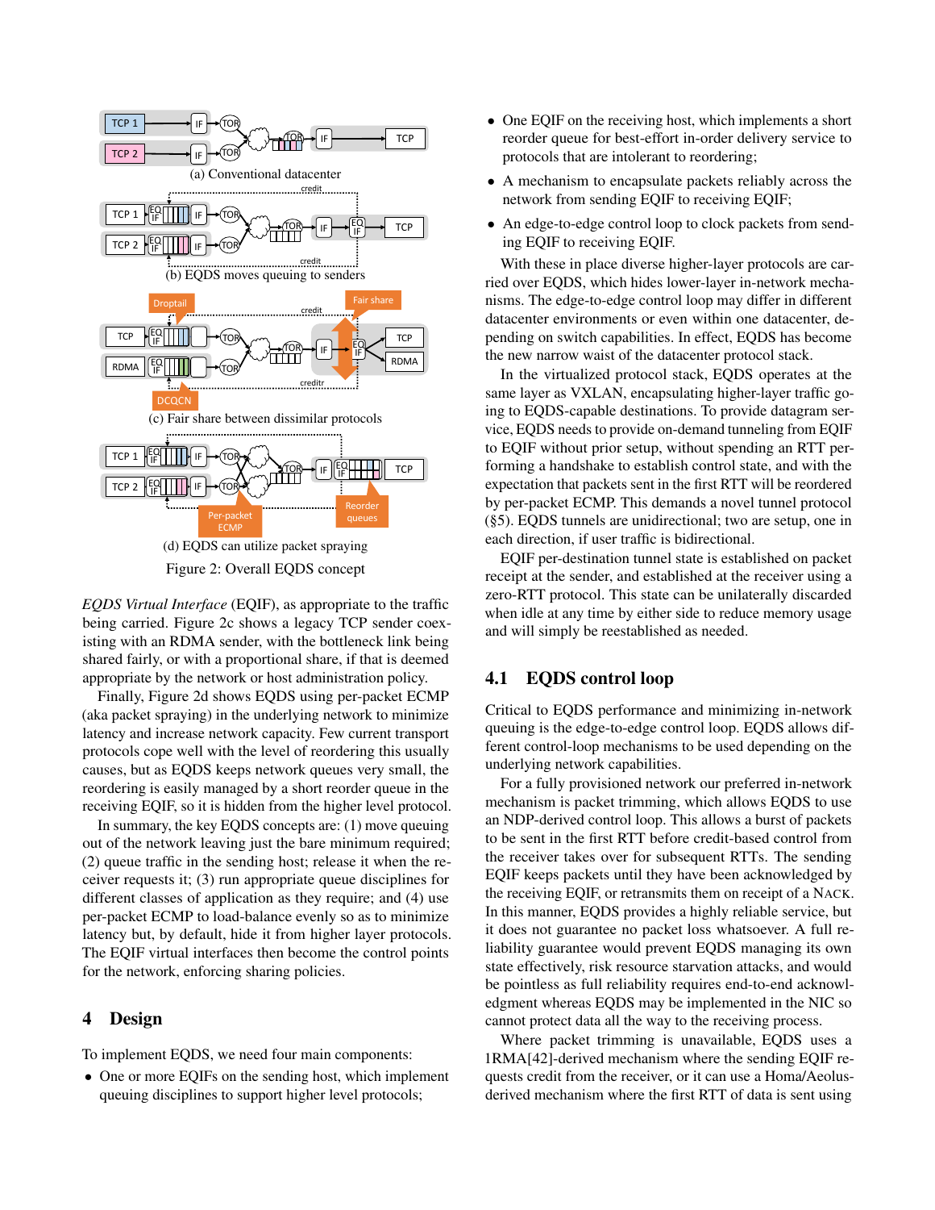(a) Conventional datacenter

(b) EQDS moves queuing to senders

(c) Fair share between dissimilar protocols

(d) EQDS can utilize packet spraying

Figure 2: Overall EQDS concept

*EQDS Virtual Interface* (EQIF), as appropriate to the traffic being carried. Figure 2c shows a legacy TCP sender coexisting with an RDMA sender, with the bottleneck link being shared fairly, or with a proportional share, if that is deemed appropriate by the network or host administration policy.

Finally, Figure 2d shows EQDS using per-packet ECMP (aka packet spraying) in the underlying network to minimize latency and increase network capacity. Few current transport protocols cope well with the level of reordering this usually causes, but as EQDS keeps network queues very small, the reordering is easily managed by a short reorder queue in the receiving EQIF, so it is hidden from the higher level protocol.

In summary, the key EQDS concepts are: (1) move queuing out of the network leaving just the bare minimum required; (2) queue traffic in the sending host; release it when the receiver requests it; (3) run appropriate queue disciplines for different classes of application as they require; and (4) use per-packet ECMP to load-balance evenly so as to minimize latency but, by default, hide it from higher layer protocols. The EQIF virtual interfaces then become the control points for the network, enforcing sharing policies.

## 4 Design

To implement EQDS, we need four main components:

- One or more EQIFs on the sending host, which implement queuing disciplines to support higher level protocols;
- One EQIF on the receiving host, which implements a short reorder queue for best-effort in-order delivery service to protocols that are intolerant to reordering;
- A mechanism to encapsulate packets reliably across the network from sending EQIF to receiving EQIF;
- An edge-to-edge control loop to clock packets from sending EQIF to receiving EQIF.

With these in place diverse higher-layer protocols are carried over EQDS, which hides lower-layer in-network mechanisms. The edge-to-edge control loop may differ in different datacenter environments or even within one datacenter, depending on switch capabilities. In effect, EQDS has become the new narrow waist of the datacenter protocol stack.

In the virtualized protocol stack, EQDS operates at the same layer as VXLAN, encapsulating higher-layer traffic going to EQDS-capable destinations. To provide datagram service, EQDS needs to provide on-demand tunneling from EQIF to EQIF without prior setup, without spending an RTT performing a handshake to establish control state, and with the expectation that packets sent in the first RTT will be reordered by per-packet ECMP. This demands a novel tunnel protocol (§5). EQDS tunnels are unidirectional; two are setup, one in each direction, if user traffic is bidirectional.

EQIF per-destination tunnel state is established on packet receipt at the sender, and established at the receiver using a zero-RTT protocol. This state can be unilaterally discarded when idle at any time by either side to reduce memory usage and will simply be reestablished as needed.

### 4.1 EQDS control loop

Critical to EQDS performance and minimizing in-network queuing is the edge-to-edge control loop. EQDS allows different control-loop mechanisms to be used depending on the underlying network capabilities.

For a fully provisioned network our preferred in-network mechanism is packet trimming, which allows EQDS to use an NDP-derived control loop. This allows a burst of packets to be sent in the first RTT before credit-based control from the receiver takes over for subsequent RTTs. The sending EQIF keeps packets until they have been acknowledged by the receiving EQIF, or retransmits them on receipt of a NACK. In this manner, EQDS provides a highly reliable service, but it does not guarantee no packet loss whatsoever. A full reliability guarantee would prevent EQDS managing its own state effectively, risk resource starvation attacks, and would be pointless as full reliability requires end-to-end acknowledgment whereas EQDS may be implemented in the NIC so cannot protect data all the way to the receiving process.

Where packet trimming is unavailable, EQDS uses a 1RMA[42]-derived mechanism where the sending EQIF requests credit from the receiver, or it can use a Homa/Aeolus-derived mechanism where the first RTT of data is sent using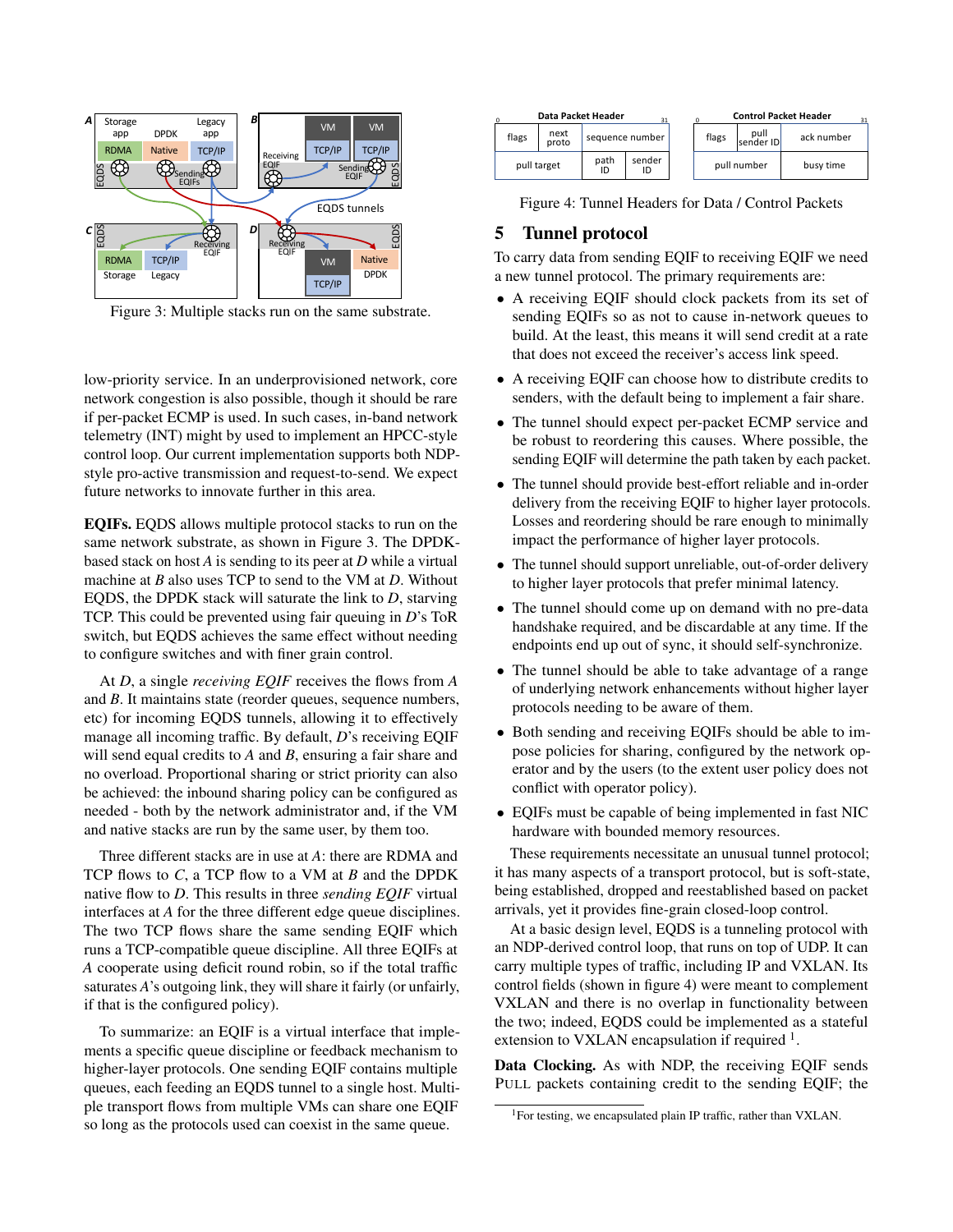Figure 3: Multiple stacks run on the same substrate.

low-priority service. In an underprovisioned network, core network congestion is also possible, though it should be rare if per-packet ECMP is used. In such cases, in-band network telemetry (INT) might by used to implement an HPCC-style control loop. Our current implementation supports both NDP-style pro-active transmission and request-to-send. We expect future networks to innovate further in this area.

**EQIFs.** EQDS allows multiple protocol stacks to run on the same network substrate, as shown in Figure 3. The DPDK-based stack on host *A* is sending to its peer at *D* while a virtual machine at *B* also uses TCP to send to the VM at *D*. Without EQDS, the DPDK stack will saturate the link to *D*, starving TCP. This could be prevented using fair queuing in *D*'s ToR switch, but EQDS achieves the same effect without needing to configure switches and with finer grain control.

At *D*, a single *receiving EQIF* receives the flows from *A* and *B*. It maintains state (reorder queues, sequence numbers, etc) for incoming EQDS tunnels, allowing it to effectively manage all incoming traffic. By default, *D*'s receiving EQIF will send equal credits to *A* and *B*, ensuring a fair share and no overload. Proportional sharing or strict priority can also be achieved: the inbound sharing policy can be configured as needed - both by the network administrator and, if the VM and native stacks are run by the same user, by them too.

Three different stacks are in use at *A*: there are RDMA and TCP flows to *C*, a TCP flow to a VM at *B* and the DPDK native flow to *D*. This results in three *sending EQIF* virtual interfaces at *A* for the three different edge queue disciplines. The two TCP flows share the same sending EQIF which runs a TCP-compatible queue discipline. All three EQIFs at *A* cooperate using deficit round robin, so if the total traffic saturates *A*'s outgoing link, they will share it fairly (or unfairly, if that is the configured policy).

To summarize: an EQIF is a virtual interface that implements a specific queue discipline or feedback mechanism to higher-layer protocols. One sending EQIF contains multiple queues, each feeding an EQDS tunnel to a single host. Multiple transport flows from multiple VMs can share one EQIF so long as the protocols used can coexist in the same queue.

**Data Packet Header**

| flags | next proto | sequence number | |
|---|---|---|---|
| pull target | | path ID | sender ID |

**Control Packet Header**

| flags | pull sender ID | ack number |
|---|---|---|
| pull number | | busy time |

Figure 4: Tunnel Headers for Data / Control Packets

## 5 Tunnel protocol

To carry data from sending EQIF to receiving EQIF we need a new tunnel protocol. The primary requirements are:

- A receiving EQIF should clock packets from its set of sending EQIFs so as not to cause in-network queues to build. At the least, this means it will send credit at a rate that does not exceed the receiver's access link speed.
- A receiving EQIF can choose how to distribute credits to senders, with the default being to implement a fair share.
- The tunnel should expect per-packet ECMP service and be robust to reordering this causes. Where possible, the sending EQIF will determine the path taken by each packet.
- The tunnel should provide best-effort reliable and in-order delivery from the receiving EQIF to higher layer protocols. Losses and reordering should be rare enough to minimally impact the performance of higher layer protocols.
- The tunnel should support unreliable, out-of-order delivery to higher layer protocols that prefer minimal latency.
- The tunnel should come up on demand with no pre-data handshake required, and be discardable at any time. If the endpoints end up out of sync, it should self-synchronize.
- The tunnel should be able to take advantage of a range of underlying network enhancements without higher layer protocols needing to be aware of them.
- Both sending and receiving EQIFs should be able to impose policies for sharing, configured by the network operator and by the users (to the extent user policy does not conflict with operator policy).
- EQIFs must be capable of being implemented in fast NIC hardware with bounded memory resources.

These requirements necessitate an unusual tunnel protocol; it has many aspects of a transport protocol, but is soft-state, being established, dropped and reestablished based on packet arrivals, yet it provides fine-grain closed-loop control.

At a basic design level, EQDS is a tunneling protocol with an NDP-derived control loop, that runs on top of UDP. It can carry multiple types of traffic, including IP and VXLAN. Its control fields (shown in figure 4) were meant to complement VXLAN and there is no overlap in functionality between the two; indeed, EQDS could be implemented as a stateful extension to VXLAN encapsulation if required [1].

**Data Clocking.** As with NDP, the receiving EQIF sends PULL packets containing credit to the sending EQIF; the

[1]For testing, we encapsulated plain IP traffic, rather than VXLAN.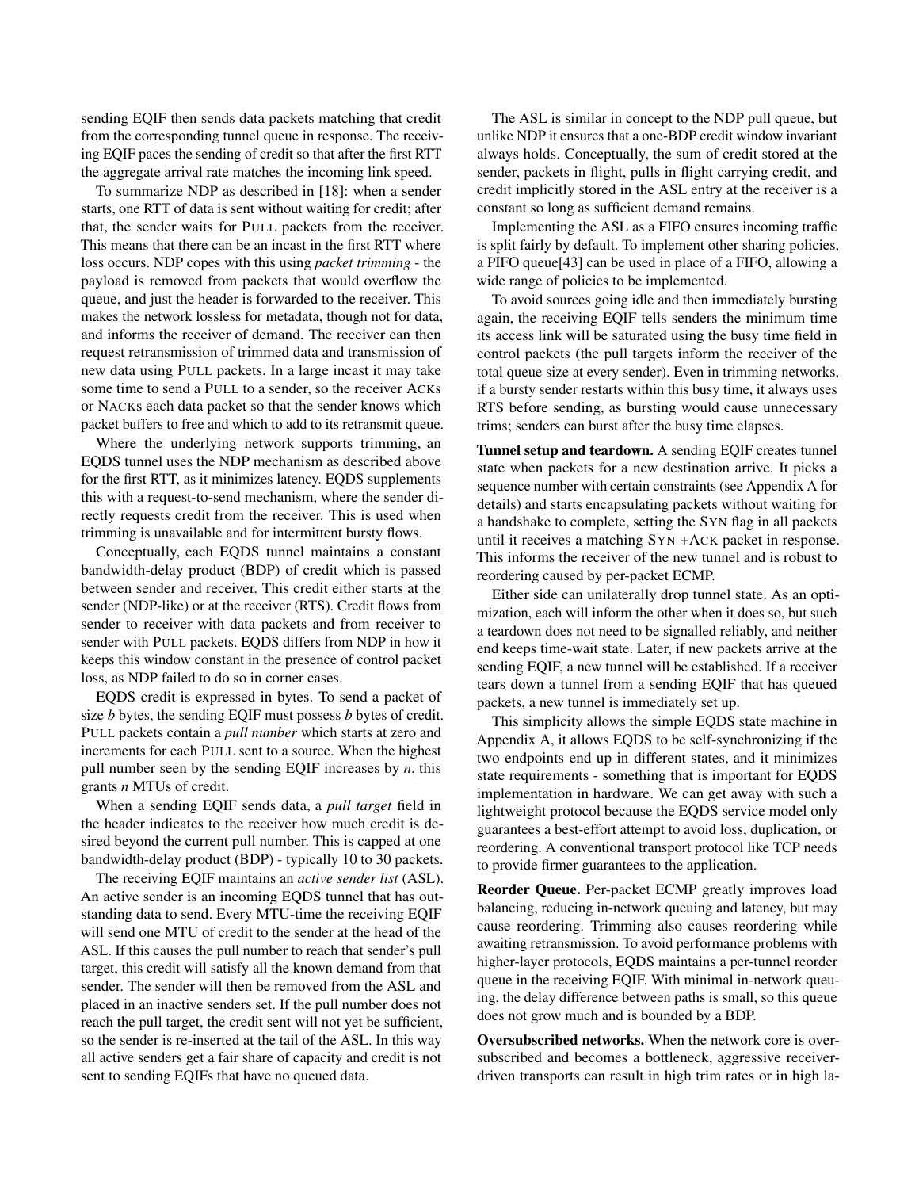sending EQIF then sends data packets matching that credit from the corresponding tunnel queue in response. The receiving EQIF paces the sending of credit so that after the first RTT the aggregate arrival rate matches the incoming link speed.

To summarize NDP as described in [18]: when a sender starts, one RTT of data is sent without waiting for credit; after that, the sender waits for PULL packets from the receiver. This means that there can be an incast in the first RTT where loss occurs. NDP copes with this using *packet trimming* - the payload is removed from packets that would overflow the queue, and just the header is forwarded to the receiver. This makes the network lossless for metadata, though not for data, and informs the receiver of demand. The receiver can then request retransmission of trimmed data and transmission of new data using PULL packets. In a large incast it may take some time to send a PULL to a sender, so the receiver ACKs or NACKs each data packet so that the sender knows which packet buffers to free and which to add to its retransmit queue.

Where the underlying network supports trimming, an EQDS tunnel uses the NDP mechanism as described above for the first RTT, as it minimizes latency. EQDS supplements this with a request-to-send mechanism, where the sender directly requests credit from the receiver. This is used when trimming is unavailable and for intermittent bursty flows.

Conceptually, each EQDS tunnel maintains a constant bandwidth-delay product (BDP) of credit which is passed between sender and receiver. This credit either starts at the sender (NDP-like) or at the receiver (RTS). Credit flows from sender to receiver with data packets and from receiver to sender with PULL packets. EQDS differs from NDP in how it keeps this window constant in the presence of control packet loss, as NDP failed to do so in corner cases.

EQDS credit is expressed in bytes. To send a packet of size *b* bytes, the sending EQIF must possess *b* bytes of credit. PULL packets contain a *pull number* which starts at zero and increments for each PULL sent to a source. When the highest pull number seen by the sending EQIF increases by *n*, this grants *n* MTUs of credit.

When a sending EQIF sends data, a *pull target* field in the header indicates to the receiver how much credit is desired beyond the current pull number. This is capped at one bandwidth-delay product (BDP) - typically 10 to 30 packets.

The receiving EQIF maintains an *active sender list* (ASL). An active sender is an incoming EQDS tunnel that has outstanding data to send. Every MTU-time the receiving EQIF will send one MTU of credit to the sender at the head of the ASL. If this causes the pull number to reach that sender's pull target, this credit will satisfy all the known demand from that sender. The sender will then be removed from the ASL and placed in an inactive senders set. If the pull number does not reach the pull target, the credit sent will not yet be sufficient, so the sender is re-inserted at the tail of the ASL. In this way all active senders get a fair share of capacity and credit is not sent to sending EQIFs that have no queued data.

The ASL is similar in concept to the NDP pull queue, but unlike NDP it ensures that a one-BDP credit window invariant always holds. Conceptually, the sum of credit stored at the sender, packets in flight, pulls in flight carrying credit, and credit implicitly stored in the ASL entry at the receiver is a constant so long as sufficient demand remains.

Implementing the ASL as a FIFO ensures incoming traffic is split fairly by default. To implement other sharing policies, a PIFO queue[43] can be used in place of a FIFO, allowing a wide range of policies to be implemented.

To avoid sources going idle and then immediately bursting again, the receiving EQIF tells senders the minimum time its access link will be saturated using the busy time field in control packets (the pull targets inform the receiver of the total queue size at every sender). Even in trimming networks, if a bursty sender restarts within this busy time, it always uses RTS before sending, as bursting would cause unnecessary trims; senders can burst after the busy time elapses.

**Tunnel setup and teardown.** A sending EQIF creates tunnel state when packets for a new destination arrive. It picks a sequence number with certain constraints (see Appendix A for details) and starts encapsulating packets without waiting for a handshake to complete, setting the SYN flag in all packets until it receives a matching SYN +ACK packet in response. This informs the receiver of the new tunnel and is robust to reordering caused by per-packet ECMP.

Either side can unilaterally drop tunnel state. As an optimization, each will inform the other when it does so, but such a teardown does not need to be signalled reliably, and neither end keeps time-wait state. Later, if new packets arrive at the sending EQIF, a new tunnel will be established. If a receiver tears down a tunnel from a sending EQIF that has queued packets, a new tunnel is immediately set up.

This simplicity allows the simple EQDS state machine in Appendix A, it allows EQDS to be self-synchronizing if the two endpoints end up in different states, and it minimizes state requirements - something that is important for EQDS implementation in hardware. We can get away with such a lightweight protocol because the EQDS service model only guarantees a best-effort attempt to avoid loss, duplication, or reordering. A conventional transport protocol like TCP needs to provide firmer guarantees to the application.

**Reorder Queue.** Per-packet ECMP greatly improves load balancing, reducing in-network queuing and latency, but may cause reordering. Trimming also causes reordering while awaiting retransmission. To avoid performance problems with higher-layer protocols, EQDS maintains a per-tunnel reorder queue in the receiving EQIF. With minimal in-network queuing, the delay difference between paths is small, so this queue does not grow much and is bounded by a BDP.

**Oversubscribed networks.** When the network core is oversubscribed and becomes a bottleneck, aggressive receiver-driven transports can result in high trim rates or in high la-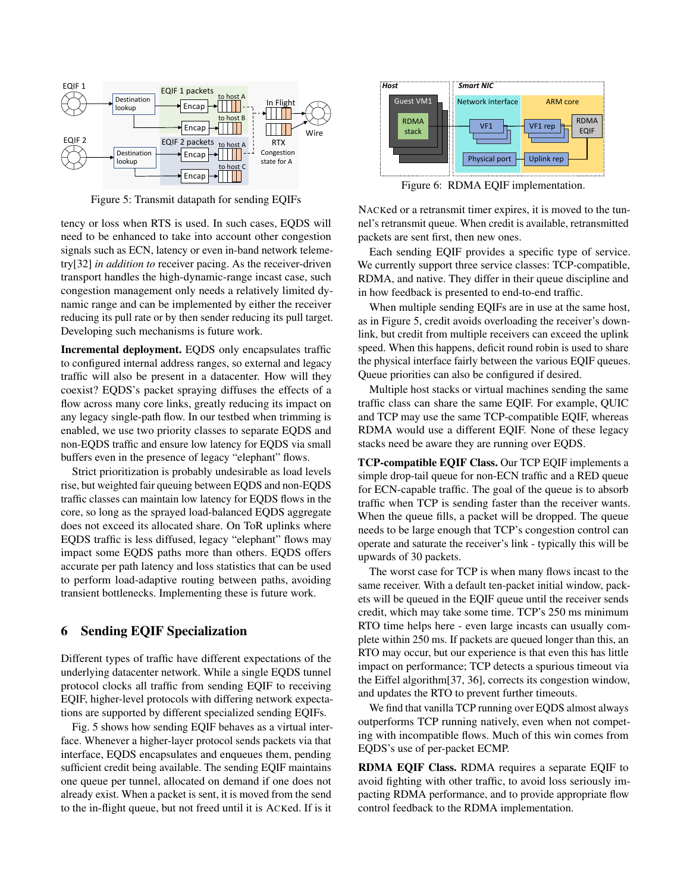Figure 5: Transmit datapath for sending EQIFs

Figure 6: RDMA EQIF implementation.

tency or loss when RTS is used. In such cases, EQDS will need to be enhanced to take into account other congestion signals such as ECN, latency or even in-band network telemetry[32] *in addition to* receiver pacing. As the receiver-driven transport handles the high-dynamic-range incast case, such congestion management only needs a relatively limited dynamic range and can be implemented by either the receiver reducing its pull rate or by then sender reducing its pull target. Developing such mechanisms is future work.

**Incremental deployment.** EQDS only encapsulates traffic to configured internal address ranges, so external and legacy traffic will also be present in a datacenter. How will they coexist? EQDS's packet spraying diffuses the effects of a flow across many core links, greatly reducing its impact on any legacy single-path flow. In our testbed when trimming is enabled, we use two priority classes to separate EQDS and non-EQDS traffic and ensure low latency for EQDS via small buffers even in the presence of legacy "elephant" flows.

Strict prioritization is probably undesirable as load levels rise, but weighted fair queuing between EQDS and non-EQDS traffic classes can maintain low latency for EQDS flows in the core, so long as the sprayed load-balanced EQDS aggregate does not exceed its allocated share. On ToR uplinks where EQDS traffic is less diffused, legacy "elephant" flows may impact some EQDS paths more than others. EQDS offers accurate per path latency and loss statistics that can be used to perform load-adaptive routing between paths, avoiding transient bottlenecks. Implementing these is future work.

## 6 Sending EQIF Specialization

Different types of traffic have different expectations of the underlying datacenter network. While a single EQDS tunnel protocol clocks all traffic from sending EQIF to receiving EQIF, higher-level protocols with differing network expectations are supported by different specialized sending EQIFs.

Fig. 5 shows how sending EQIF behaves as a virtual interface. Whenever a higher-layer protocol sends packets via that interface, EQDS encapsulates and enqueues them, pending sufficient credit being available. The sending EQIF maintains one queue per tunnel, allocated on demand if one does not already exist. When a packet is sent, it is moved from the send to the in-flight queue, but not freed until it is ACKed. If is it NACKed or a retransmit timer expires, it is moved to the tunnel's retransmit queue. When credit is available, retransmitted packets are sent first, then new ones.

Each sending EQIF provides a specific type of service. We currently support three service classes: TCP-compatible, RDMA, and native. They differ in their queue discipline and in how feedback is presented to end-to-end traffic.

When multiple sending EQIFs are in use at the same host, as in Figure 5, credit avoids overloading the receiver's downlink, but credit from multiple receivers can exceed the uplink speed. When this happens, deficit round robin is used to share the physical interface fairly between the various EQIF queues. Queue priorities can also be configured if desired.

Multiple host stacks or virtual machines sending the same traffic class can share the same EQIF. For example, QUIC and TCP may use the same TCP-compatible EQIF, whereas RDMA would use a different EQIF. None of these legacy stacks need be aware they are running over EQDS.

**TCP-compatible EQIF Class.** Our TCP EQIF implements a simple drop-tail queue for non-ECN traffic and a RED queue for ECN-capable traffic. The goal of the queue is to absorb traffic when TCP is sending faster than the receiver wants. When the queue fills, a packet will be dropped. The queue needs to be large enough that TCP's congestion control can operate and saturate the receiver's link - typically this will be upwards of 30 packets.

The worst case for TCP is when many flows incast to the same receiver. With a default ten-packet initial window, packets will be queued in the EQIF queue until the receiver sends credit, which may take some time. TCP's 250 ms minimum RTO time helps here - even large incasts can usually complete within 250 ms. If packets are queued longer than this, an RTO may occur, but our experience is that even this has little impact on performance; TCP detects a spurious timeout via the Eiffel algorithm[37, 36], corrects its congestion window, and updates the RTO to prevent further timeouts.

We find that vanilla TCP running over EQDS almost always outperforms TCP running natively, even when not competing with incompatible flows. Much of this win comes from EQDS's use of per-packet ECMP.

**RDMA EQIF Class.** RDMA requires a separate EQIF to avoid fighting with other traffic, to avoid loss seriously impacting RDMA performance, and to provide appropriate flow control feedback to the RDMA implementation.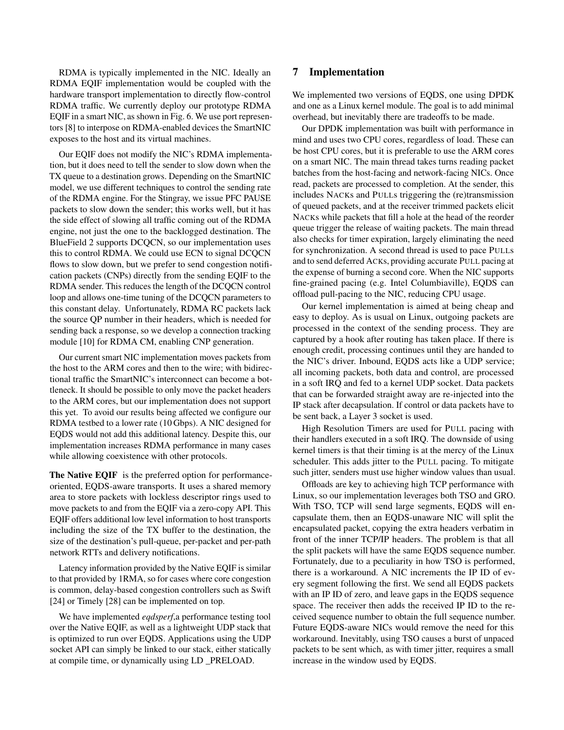RDMA is typically implemented in the NIC. Ideally an RDMA EQIF implementation would be coupled with the hardware transport implementation to directly flow-control RDMA traffic. We currently deploy our prototype RDMA EQIF in a smart NIC, as shown in Fig. 6. We use port representors [8] to interpose on RDMA-enabled devices the SmartNIC exposes to the host and its virtual machines.

Our EQIF does not modify the NIC's RDMA implementation, but it does need to tell the sender to slow down when the TX queue to a destination grows. Depending on the SmartNIC model, we use different techniques to control the sending rate of the RDMA engine. For the Stingray, we issue PFC PAUSE packets to slow down the sender; this works well, but it has the side effect of slowing all traffic coming out of the RDMA engine, not just the one to the backlogged destination. The BlueField 2 supports DCQCN, so our implementation uses this to control RDMA. We could use ECN to signal DCQCN flows to slow down, but we prefer to send congestion notification packets (CNPs) directly from the sending EQIF to the RDMA sender. This reduces the length of the DCQCN control loop and allows one-time tuning of the DCQCN parameters to this constant delay. Unfortunately, RDMA RC packets lack the source QP number in their headers, which is needed for sending back a response, so we develop a connection tracking module [10] for RDMA CM, enabling CNP generation.

Our current smart NIC implementation moves packets from the host to the ARM cores and then to the wire; with bidirectional traffic the SmartNIC's interconnect can become a bottleneck. It should be possible to only move the packet headers to the ARM cores, but our implementation does not support this yet. To avoid our results being affected we configure our RDMA testbed to a lower rate (10 Gbps). A NIC designed for EQDS would not add this additional latency. Despite this, our implementation increases RDMA performance in many cases while allowing coexistence with other protocols.

**The Native EQIF** is the preferred option for performance-oriented, EQDS-aware transports. It uses a shared memory area to store packets with lockless descriptor rings used to move packets to and from the EQIF via a zero-copy API. This EQIF offers additional low level information to host transports including the size of the TX buffer to the destination, the size of the destination's pull-queue, per-packet and per-path network RTTs and delivery notifications.

Latency information provided by the Native EQIF is similar to that provided by 1RMA, so for cases where core congestion is common, delay-based congestion controllers such as Swift [24] or Timely [28] can be implemented on top.

We have implemented *eqdsperf*,a performance testing tool over the Native EQIF, as well as a lightweight UDP stack that is optimized to run over EQDS. Applications using the UDP socket API can simply be linked to our stack, either statically at compile time, or dynamically using LD _PRELOAD.

## 7 Implementation

We implemented two versions of EQDS, one using DPDK and one as a Linux kernel module. The goal is to add minimal overhead, but inevitably there are tradeoffs to be made.

Our DPDK implementation was built with performance in mind and uses two CPU cores, regardless of load. These can be host CPU cores, but it is preferable to use the ARM cores on a smart NIC. The main thread takes turns reading packet batches from the host-facing and network-facing NICs. Once read, packets are processed to completion. At the sender, this includes NACKs and PULLs triggering the (re)transmission of queued packets, and at the receiver trimmed packets elicit NACKs while packets that fill a hole at the head of the reorder queue trigger the release of waiting packets. The main thread also checks for timer expiration, largely eliminating the need for synchronization. A second thread is used to pace PULLs and to send deferred ACKs, providing accurate PULL pacing at the expense of burning a second core. When the NIC supports fine-grained pacing (e.g. Intel Columbiaville), EQDS can offload pull-pacing to the NIC, reducing CPU usage.

Our kernel implementation is aimed at being cheap and easy to deploy. As is usual on Linux, outgoing packets are processed in the context of the sending process. They are captured by a hook after routing has taken place. If there is enough credit, processing continues until they are handed to the NIC's driver. Inbound, EQDS acts like a UDP service; all incoming packets, both data and control, are processed in a soft IRQ and fed to a kernel UDP socket. Data packets that can be forwarded straight away are re-injected into the IP stack after decapsulation. If control or data packets have to be sent back, a Layer 3 socket is used.

High Resolution Timers are used for PULL pacing with their handlers executed in a soft IRQ. The downside of using kernel timers is that their timing is at the mercy of the Linux scheduler. This adds jitter to the PULL pacing. To mitigate such jitter, senders must use higher window values than usual.

Offloads are key to achieving high TCP performance with Linux, so our implementation leverages both TSO and GRO. With TSO, TCP will send large segments, EQDS will encapsulate them, then an EQDS-unaware NIC will split the encapsulated packet, copying the extra headers verbatim in front of the inner TCP/IP headers. The problem is that all the split packets will have the same EQDS sequence number. Fortunately, due to a peculiarity in how TSO is performed, there is a workaround. A NIC increments the IP ID of every segment following the first. We send all EQDS packets with an IP ID of zero, and leave gaps in the EQDS sequence space. The receiver then adds the received IP ID to the received sequence number to obtain the full sequence number. Future EQDS-aware NICs would remove the need for this workaround. Inevitably, using TSO causes a burst of unpaced packets to be sent which, as with timer jitter, requires a small increase in the window used by EQDS.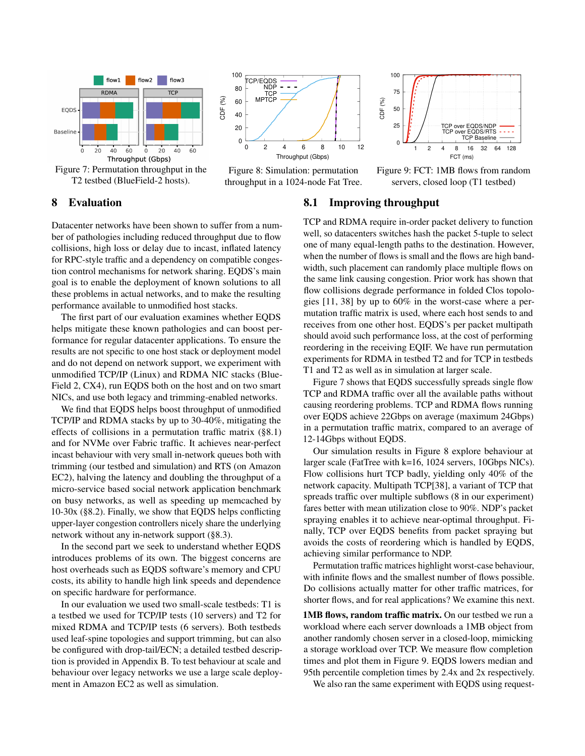Figure 7: Permutation throughput in the T2 testbed (BlueField-2 hosts).

Figure 8: Simulation: permutation throughput in a 1024-node Fat Tree.

Figure 9: FCT: 1MB flows from random servers, closed loop (T1 testbed)

## 8 Evaluation

Datacenter networks have been shown to suffer from a number of pathologies including reduced throughput due to flow collisions, high loss or delay due to incast, inflated latency for RPC-style traffic and a dependency on compatible congestion control mechanisms for network sharing. EQDS's main goal is to enable the deployment of known solutions to all these problems in actual networks, and to make the resulting performance available to unmodified host stacks.

The first part of our evaluation examines whether EQDS helps mitigate these known pathologies and can boost performance for regular datacenter applications. To ensure the results are not specific to one host stack or deployment model and do not depend on network support, we experiment with unmodified TCP/IP (Linux) and RDMA NIC stacks (BlueField 2, CX4), run EQDS both on the host and on two smart NICs, and use both legacy and trimming-enabled networks.

We find that EQDS helps boost throughput of unmodified TCP/IP and RDMA stacks by up to 30-40%, mitigating the effects of collisions in a permutation traffic matrix (§8.1) and for NVMe over Fabric traffic. It achieves near-perfect incast behaviour with very small in-network queues both with trimming (our testbed and simulation) and RTS (on Amazon EC2), halving the latency and doubling the throughput of a micro-service based social network application benchmark on busy networks, as well as speeding up memcached by 10-30x (§8.2). Finally, we show that EQDS helps conflicting upper-layer congestion controllers nicely share the underlying network without any in-network support (§8.3).

In the second part we seek to understand whether EQDS introduces problems of its own. The biggest concerns are host overheads such as EQDS software's memory and CPU costs, its ability to handle high link speeds and dependence on specific hardware for performance.

In our evaluation we used two small-scale testbeds: T1 is a testbed we used for TCP/IP tests (10 servers) and T2 for mixed RDMA and TCP/IP tests (6 servers). Both testbeds used leaf-spine topologies and support trimming, but can also be configured with drop-tail/ECN; a detailed testbed description is provided in Appendix B. To test behaviour at scale and behaviour over legacy networks we use a large scale deployment in Amazon EC2 as well as simulation.

### 8.1 Improving throughput

TCP and RDMA require in-order packet delivery to function well, so datacenters switches hash the packet 5-tuple to select one of many equal-length paths to the destination. However, when the number of flows is small and the flows are high bandwidth, such placement can randomly place multiple flows on the same link causing congestion. Prior work has shown that flow collisions degrade performance in folded Clos topologies [11, 38] by up to 60% in the worst-case where a permutation traffic matrix is used, where each host sends to and receives from one other host. EQDS's per packet multipath should avoid such performance loss, at the cost of performing reordering in the receiving EQIF. We have run permutation experiments for RDMA in testbed T2 and for TCP in testbeds T1 and T2 as well as in simulation at larger scale.

Figure 7 shows that EQDS successfully spreads single flow TCP and RDMA traffic over all the available paths without causing reordering problems. TCP and RDMA flows running over EQDS achieve 22Gbps on average (maximum 24Gbps) in a permutation traffic matrix, compared to an average of 12-14Gbps without EQDS.

Our simulation results in Figure 8 explore behaviour at larger scale (FatTree with k=16, 1024 servers, 10Gbps NICs). Flow collisions hurt TCP badly, yielding only 40% of the network capacity. Multipath TCP[38], a variant of TCP that spreads traffic over multiple subflows (8 in our experiment) fares better with mean utilization close to 90%. NDP's packet spraying enables it to achieve near-optimal throughput. Finally, TCP over EQDS benefits from packet spraying but avoids the costs of reordering which is handled by EQDS, achieving similar performance to NDP.

Permutation traffic matrices highlight worst-case behaviour, with infinite flows and the smallest number of flows possible. Do collisions actually matter for other traffic matrices, for shorter flows, and for real applications? We examine this next.

**1MB flows, random traffic matrix.** On our testbed we run a workload where each server downloads a 1MB object from another randomly chosen server in a closed-loop, mimicking a storage workload over TCP. We measure flow completion times and plot them in Figure 9. EQDS lowers median and 95th percentile completion times by 2.4x and 2x respectively.

We also ran the same experiment with EQDS using request-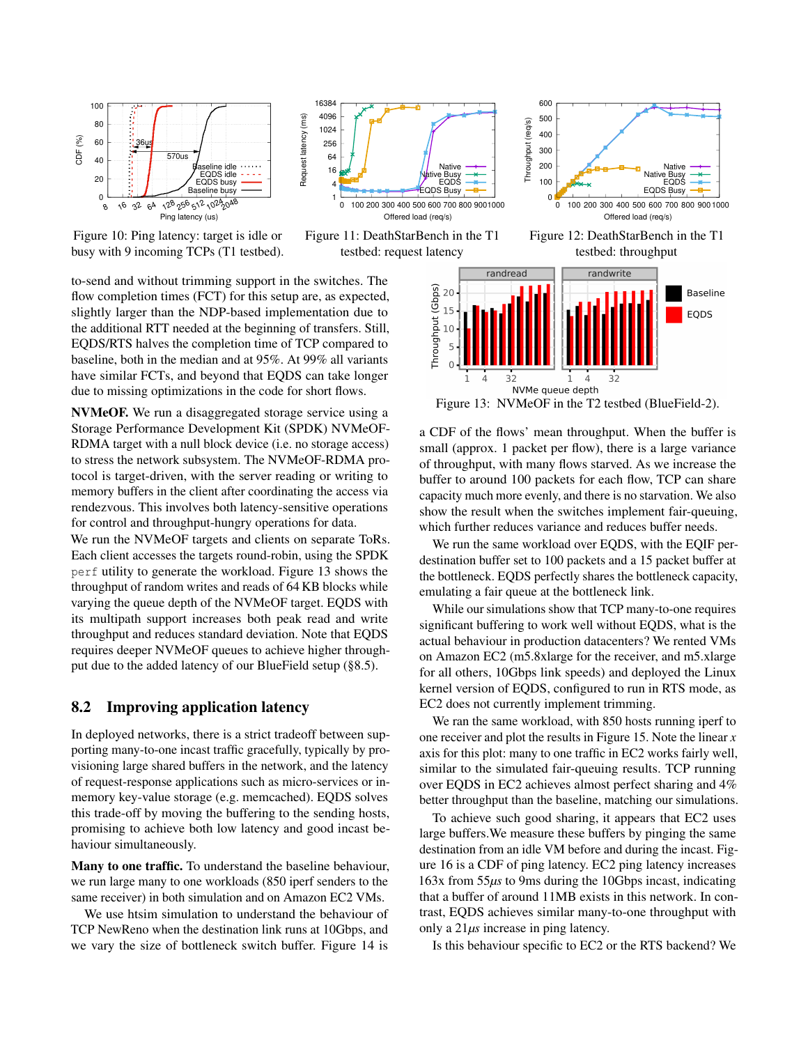Figure 10: Ping latency: target is idle or busy with 9 incoming TCPs (T1 testbed).

Figure 11: DeathStarBench in the T1 testbed: request latency

Figure 12: DeathStarBench in the T1 testbed: throughput

to-send and without trimming support in the switches. The flow completion times (FCT) for this setup are, as expected, slightly larger than the NDP-based implementation due to the additional RTT needed at the beginning of transfers. Still, EQDS/RTS halves the completion time of TCP compared to baseline, both in the median and at 95%. At 99% all variants have similar FCTs, and beyond that EQDS can take longer due to missing optimizations in the code for short flows.

**NVMeOF.** We run a disaggregated storage service using a Storage Performance Development Kit (SPDK) NVMeOF-RDMA target with a null block device (i.e. no storage access) to stress the network subsystem. The NVMeOF-RDMA protocol is target-driven, with the server reading or writing to memory buffers in the client after coordinating the access via rendezvous. This involves both latency-sensitive operations for control and throughput-hungry operations for data.

We run the NVMeOF targets and clients on separate ToRs. Each client accesses the targets round-robin, using the SPDK `perf` utility to generate the workload. Figure 13 shows the throughput of random writes and reads of 64 KB blocks while varying the queue depth of the NVMeOF target. EQDS with its multipath support increases both peak read and write throughput and reduces standard deviation. Note that EQDS requires deeper NVMeOF queues to achieve higher throughput due to the added latency of our BlueField setup (§8.5).

## 8.2 Improving application latency

In deployed networks, there is a strict tradeoff between supporting many-to-one incast traffic gracefully, typically by provisioning large shared buffers in the network, and the latency of request-response applications such as micro-services or in-memory key-value storage (e.g. memcached). EQDS solves this trade-off by moving the buffering to the sending hosts, promising to achieve both low latency and good incast behaviour simultaneously.

**Many to one traffic.** To understand the baseline behaviour, we run large many to one workloads (850 iperf senders to the same receiver) in both simulation and on Amazon EC2 VMs.

We use htsim simulation to understand the behaviour of TCP NewReno when the destination link runs at 10Gbps, and we vary the size of bottleneck switch buffer. Figure 14 is a CDF of the flows' mean throughput. When the buffer is small (approx. 1 packet per flow), there is a large variance of throughput, with many flows starved. As we increase the buffer to around 100 packets for each flow, TCP can share capacity much more evenly, and there is no starvation. We also show the result when the switches implement fair-queuing, which further reduces variance and reduces buffer needs.

Figure 13: NVMeOF in the T2 testbed (BlueField-2).

We run the same workload over EQDS, with the EQIF per-destination buffer set to 100 packets and a 15 packet buffer at the bottleneck. EQDS perfectly shares the bottleneck capacity, emulating a fair queue at the bottleneck link.

While our simulations show that TCP many-to-one requires significant buffering to work well without EQDS, what is the actual behaviour in production datacenters? We rented VMs on Amazon EC2 (m5.8xlarge for the receiver, and m5.xlarge for all others, 10Gbps link speeds) and deployed the Linux kernel version of EQDS, configured to run in RTS mode, as EC2 does not currently implement trimming.

We ran the same workload, with 850 hosts running iperf to one receiver and plot the results in Figure 15. Note the linear $x$ axis for this plot: many to one traffic in EC2 works fairly well, similar to the simulated fair-queuing results. TCP running over EQDS in EC2 achieves almost perfect sharing and 4% better throughput than the baseline, matching our simulations.

To achieve such good sharing, it appears that EC2 uses large buffers.We measure these buffers by pinging the same destination from an idle VM before and during the incast. Figure 16 is a CDF of ping latency. EC2 ping latency increases 163x from 55$\mu s$ to 9ms during the 10Gbps incast, indicating that a buffer of around 11MB exists in this network. In contrast, EQDS achieves similar many-to-one throughput with only a 21$\mu s$ increase in ping latency.

Is this behaviour specific to EC2 or the RTS backend? We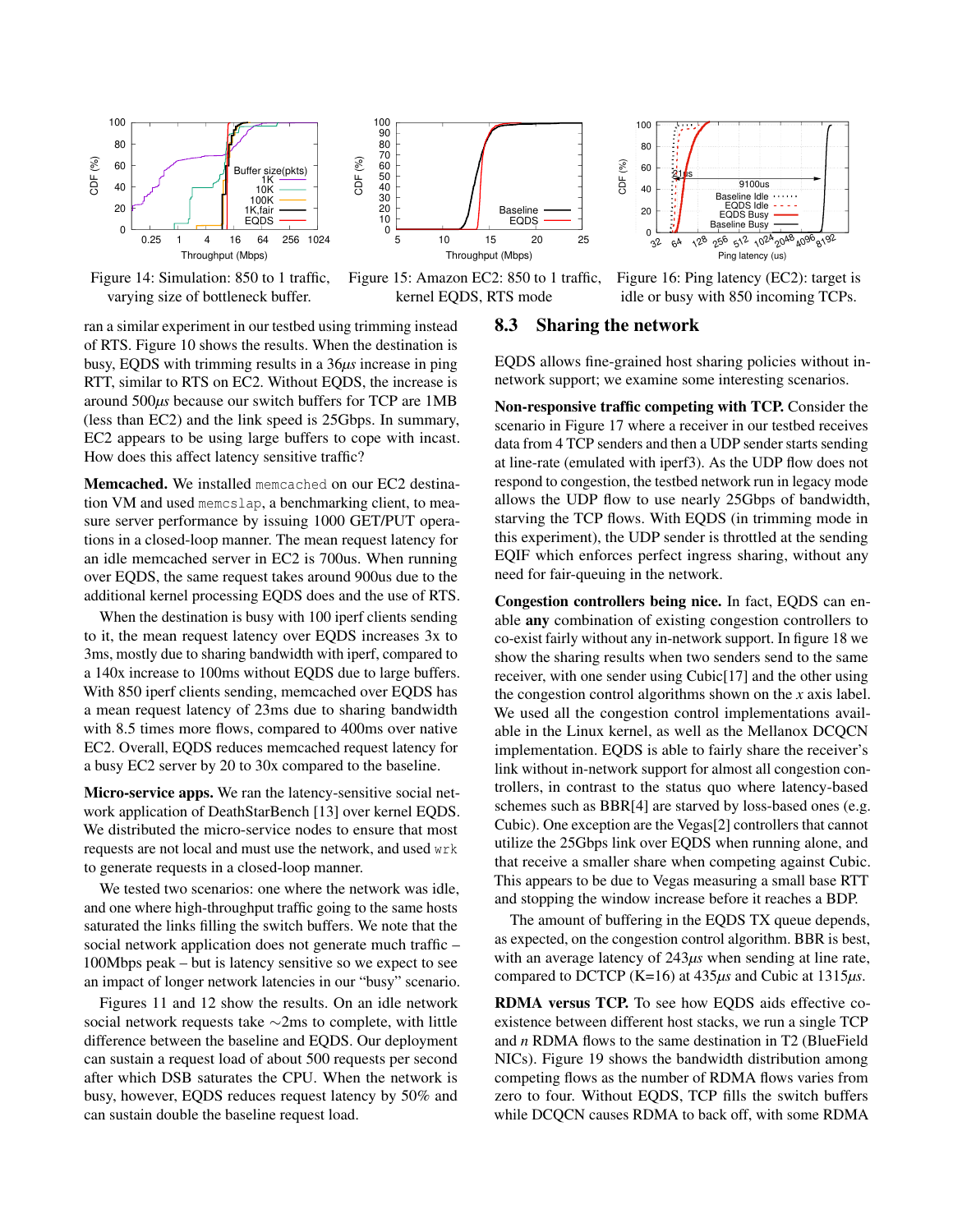Figure 14: Simulation: 850 to 1 traffic, varying size of bottleneck buffer.

Figure 15: Amazon EC2: 850 to 1 traffic, kernel EQDS, RTS mode

Figure 16: Ping latency (EC2): target is idle or busy with 850 incoming TCPs.

ran a similar experiment in our testbed using trimming instead of RTS. Figure 10 shows the results. When the destination is busy, EQDS with trimming results in a 36$\mu s$ increase in ping RTT, similar to RTS on EC2. Without EQDS, the increase is around 500$\mu s$ because our switch buffers for TCP are 1MB (less than EC2) and the link speed is 25Gbps. In summary, EC2 appears to be using large buffers to cope with incast. How does this affect latency sensitive traffic?

**Memcached.** We installed `memcached` on our EC2 destination VM and used `memcslap`, a benchmarking client, to measure server performance by issuing 1000 GET/PUT operations in a closed-loop manner. The mean request latency for an idle memcached server in EC2 is 700us. When running over EQDS, the same request takes around 900us due to the additional kernel processing EQDS does and the use of RTS.

When the destination is busy with 100 iperf clients sending to it, the mean request latency over EQDS increases 3x to 3ms, mostly due to sharing bandwidth with iperf, compared to a 140x increase to 100ms without EQDS due to large buffers. With 850 iperf clients sending, memcached over EQDS has a mean request latency of 23ms due to sharing bandwidth with 8.5 times more flows, compared to 400ms over native EC2. Overall, EQDS reduces memcached request latency for a busy EC2 server by 20 to 30x compared to the baseline.

**Micro-service apps.** We ran the latency-sensitive social network application of DeathStarBench [13] over kernel EQDS. We distributed the micro-service nodes to ensure that most requests are not local and must use the network, and used `wrk` to generate requests in a closed-loop manner.

We tested two scenarios: one where the network was idle, and one where high-throughput traffic going to the same hosts saturated the links filling the switch buffers. We note that the social network application does not generate much traffic – 100Mbps peak – but is latency sensitive so we expect to see an impact of longer network latencies in our "busy" scenario.

Figures 11 and 12 show the results. On an idle network social network requests take ~2ms to complete, with little difference between the baseline and EQDS. Our deployment can sustain a request load of about 500 requests per second after which DSB saturates the CPU. When the network is busy, however, EQDS reduces request latency by 50% and can sustain double the baseline request load.

## 8.3 Sharing the network

EQDS allows fine-grained host sharing policies without in-network support; we examine some interesting scenarios.

**Non-responsive traffic competing with TCP.** Consider the scenario in Figure 17 where a receiver in our testbed receives data from 4 TCP senders and then a UDP sender starts sending at line-rate (emulated with iperf3). As the UDP flow does not respond to congestion, the testbed network run in legacy mode allows the UDP flow to use nearly 25Gbps of bandwidth, starving the TCP flows. With EQDS (in trimming mode in this experiment), the UDP sender is throttled at the sending EQIF which enforces perfect ingress sharing, without any need for fair-queuing in the network.

**Congestion controllers being nice.** In fact, EQDS can enable **any** combination of existing congestion controllers to co-exist fairly without any in-network support. In figure 18 we show the sharing results when two senders send to the same receiver, with one sender using Cubic[17] and the other using the congestion control algorithms shown on the $x$ axis label. We used all the congestion control implementations available in the Linux kernel, as well as the Mellanox DCQCN implementation. EQDS is able to fairly share the receiver's link without in-network support for almost all congestion controllers, in contrast to the status quo where latency-based schemes such as BBR[4] are starved by loss-based ones (e.g. Cubic). One exception are the Vegas[2] controllers that cannot utilize the 25Gbps link over EQDS when running alone, and that receive a smaller share when competing against Cubic. This appears to be due to Vegas measuring a small base RTT and stopping the window increase before it reaches a BDP.

The amount of buffering in the EQDS TX queue depends, as expected, on the congestion control algorithm. BBR is best, with an average latency of 243$\mu s$ when sending at line rate, compared to DCTCP (K=16) at 435$\mu s$ and Cubic at 1315$\mu s$.

**RDMA versus TCP.** To see how EQDS aids effective co-existence between different host stacks, we run a single TCP and $n$ RDMA flows to the same destination in T2 (BlueField NICs). Figure 19 shows the bandwidth distribution among competing flows as the number of RDMA flows varies from zero to four. Without EQDS, TCP fills the switch buffers while DCQCN causes RDMA to back off, with some RDMA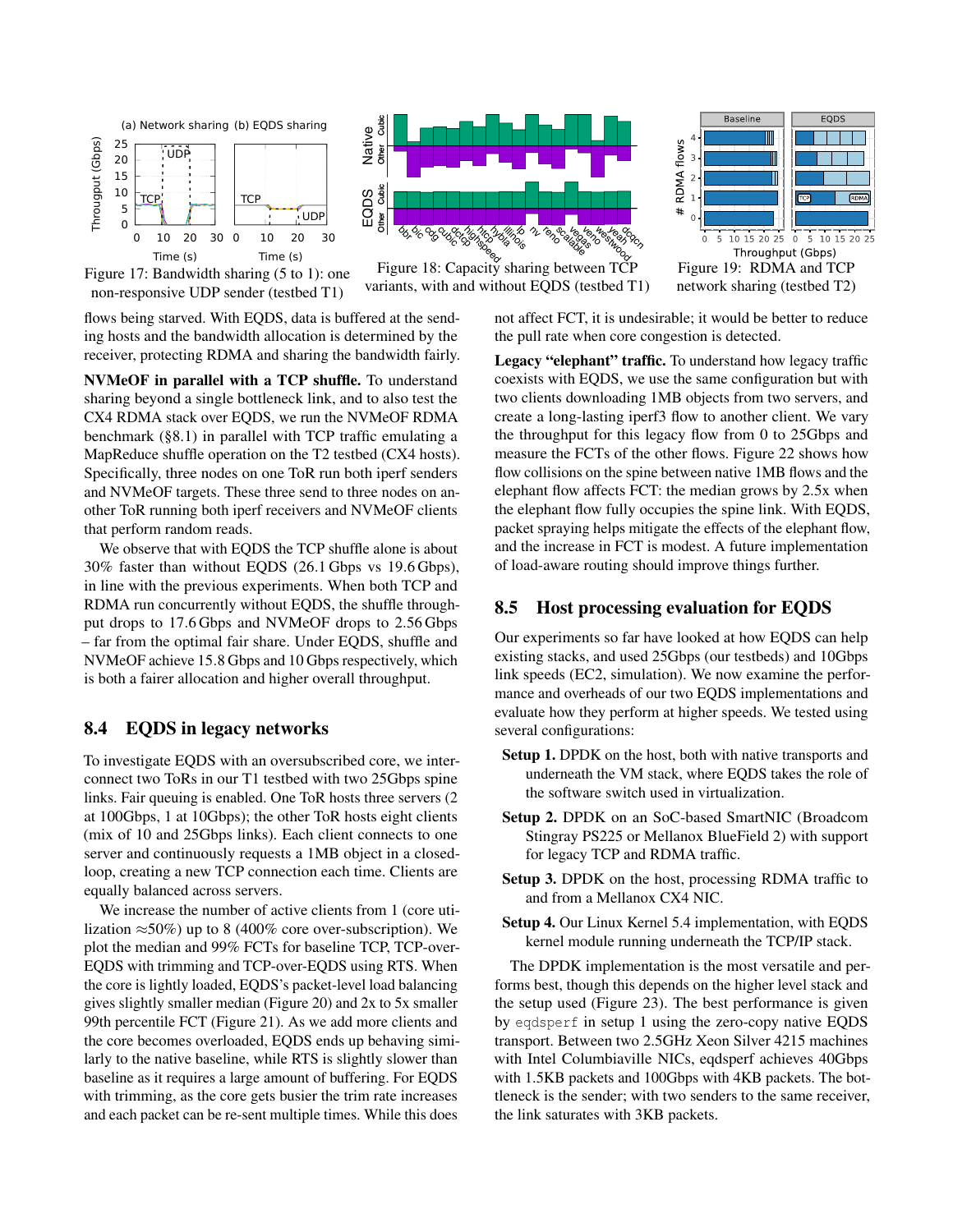Figure 17: Bandwidth sharing (5 to 1): one non-responsive UDP sender (testbed T1)

Figure 18: Capacity sharing between TCP variants, with and without EQDS (testbed T1)

Figure 19: RDMA and TCP network sharing (testbed T2)

flows being starved. With EQDS, data is buffered at the sending hosts and the bandwidth allocation is determined by the receiver, protecting RDMA and sharing the bandwidth fairly.

**NVMeOF in parallel with a TCP shuffle.** To understand sharing beyond a single bottleneck link, and to also test the CX4 RDMA stack over EQDS, we run the NVMeOF RDMA benchmark (§8.1) in parallel with TCP traffic emulating a MapReduce shuffle operation on the T2 testbed (CX4 hosts). Specifically, three nodes on one ToR run both iperf senders and NVMeOF targets. These three send to three nodes on another ToR running both iperf receivers and NVMeOF clients that perform random reads.

We observe that with EQDS the TCP shuffle alone is about 30% faster than without EQDS (26.1 Gbps vs 19.6 Gbps), in line with the previous experiments. When both TCP and RDMA run concurrently without EQDS, the shuffle throughput drops to 17.6 Gbps and NVMeOF drops to 2.56 Gbps – far from the optimal fair share. Under EQDS, shuffle and NVMeOF achieve 15.8 Gbps and 10 Gbps respectively, which is both a fairer allocation and higher overall throughput.

## 8.4 EQDS in legacy networks

To investigate EQDS with an oversubscribed core, we interconnect two ToRs in our T1 testbed with two 25Gbps spine links. Fair queuing is enabled. One ToR hosts three servers (2 at 100Gbps, 1 at 10Gbps); the other ToR hosts eight clients (mix of 10 and 25Gbps links). Each client connects to one server and continuously requests a 1MB object in a closed-loop, creating a new TCP connection each time. Clients are equally balanced across servers.

We increase the number of active clients from 1 (core utilization ≈50%) up to 8 (400% core over-subscription). We plot the median and 99% FCTs for baseline TCP, TCP-over-EQDS with trimming and TCP-over-EQDS using RTS. When the core is lightly loaded, EQDS's packet-level load balancing gives slightly smaller median (Figure 20) and 2x to 5x smaller 99th percentile FCT (Figure 21). As we add more clients and the core becomes overloaded, EQDS ends up behaving similarly to the native baseline, while RTS is slightly slower than baseline as it requires a large amount of buffering. For EQDS with trimming, as the core gets busier the trim rate increases and each packet can be re-sent multiple times. While this does not affect FCT, it is undesirable; it would be better to reduce the pull rate when core congestion is detected.

**Legacy "elephant" traffic.** To understand how legacy traffic coexists with EQDS, we use the same configuration but with two clients downloading 1MB objects from two servers, and create a long-lasting iperf3 flow to another client. We vary the throughput for this legacy flow from 0 to 25Gbps and measure the FCTs of the other flows. Figure 22 shows how flow collisions on the spine between native 1MB flows and the elephant flow affects FCT: the median grows by 2.5x when the elephant flow fully occupies the spine link. With EQDS, packet spraying helps mitigate the effects of the elephant flow, and the increase in FCT is modest. A future implementation of load-aware routing should improve things further.

## 8.5 Host processing evaluation for EQDS

Our experiments so far have looked at how EQDS can help existing stacks, and used 25Gbps (our testbeds) and 10Gbps link speeds (EC2, simulation). We now examine the performance and overheads of our two EQDS implementations and evaluate how they perform at higher speeds. We tested using several configurations:

- **Setup 1.** DPDK on the host, both with native transports and underneath the VM stack, where EQDS takes the role of the software switch used in virtualization.
- **Setup 2.** DPDK on an SoC-based SmartNIC (Broadcom Stingray PS225 or Mellanox BlueField 2) with support for legacy TCP and RDMA traffic.
- **Setup 3.** DPDK on the host, processing RDMA traffic to and from a Mellanox CX4 NIC.
- **Setup 4.** Our Linux Kernel 5.4 implementation, with EQDS kernel module running underneath the TCP/IP stack.

The DPDK implementation is the most versatile and performs best, though this depends on the higher level stack and the setup used (Figure 23). The best performance is given by `eqdsperf` in setup 1 using the zero-copy native EQDS transport. Between two 2.5GHz Xeon Silver 4215 machines with Intel Columbiaville NICs, eqdsperf achieves 40Gbps with 1.5KB packets and 100Gbps with 4KB packets. The bottleneck is the sender; with two senders to the same receiver, the link saturates with 3KB packets.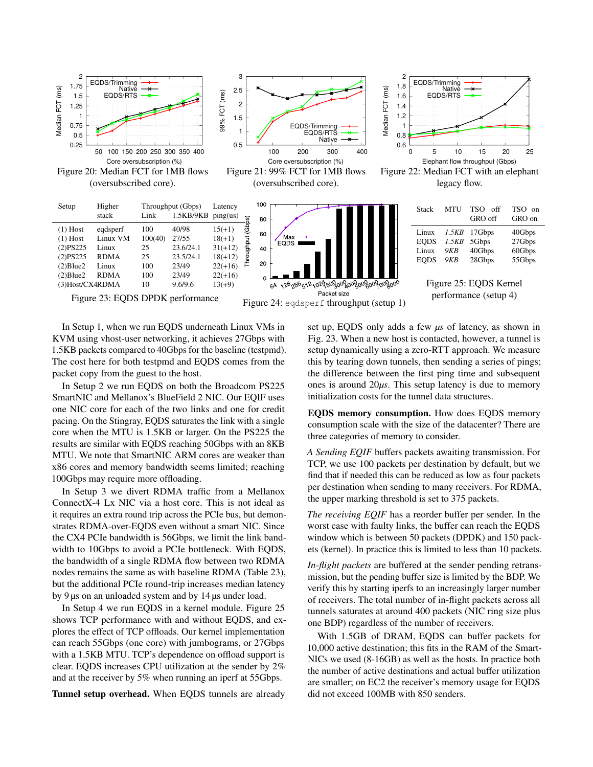Figure 20: Median FCT for 1MB flows (oversubscribed core).

Figure 21: 99% FCT for 1MB flows (oversubscribed core).

Figure 22: Median FCT with an elephant legacy flow.

| Setup | Higher stack | Throughput (Gbps) Link | 1.5KB/9KB | Latency ping(us) |
|---|---|---|---|---|
| (1) Host | eqdsperf | 100 | 40/98 | 15(+1) |
| (1) Host | Linux VM | 100(40) | 27/55 | 18(+1) |
| (2)PS225 | Linux | 25 | 23.6/24.1 | 31(+12) |
| (2)PS225 | RDMA | 25 | 23.5/24.1 | 18(+12) |
| (2)Blue2 | Linux | 100 | 23/49 | 22(+16) |
| (2)Blue2 | RDMA | 100 | 23/49 | 22(+16) |
| (3)Host/CX4 | RDMA | 10 | 9.6/9.6 | 13(+9) |

Figure 23: EQDS DPDK performance

Figure 24: `eqdsperf` throughput (setup 1)

| Stack | MTU | TSO off GRO off | TSO on GRO on |
|---|---|---|---|
| Linux | *1.5KB* | 17Gbps | 40Gbps |
| EQDS | *1.5KB* | 5Gbps | 27Gbps |
| Linux | *9KB* | 40Gbps | 60Gbps |
| EQDS | *9KB* | 28Gbps | 55Gbps |

Figure 25: EQDS Kernel performance (setup 4)

In Setup 1, when we run EQDS underneath Linux VMs in KVM using vhost-user networking, it achieves 27Gbps with 1.5KB packets compared to 40Gbps for the baseline (testpmd). The cost here for both testpmd and EQDS comes from the packet copy from the guest to the host.

In Setup 2 we run EQDS on both the Broadcom PS225 SmartNIC and Mellanox's BlueField 2 NIC. Our EQIF uses one NIC core for each of the two links and one for credit pacing. On the Stingray, EQDS saturates the link with a single core when the MTU is 1.5KB or larger. On the PS225 the results are similar with EQDS reaching 50Gbps with an 8KB MTU. We note that SmartNIC ARM cores are weaker than x86 cores and memory bandwidth seems limited; reaching 100Gbps may require more offloading.

In Setup 3 we divert RDMA traffic from a Mellanox ConnectX-4 Lx NIC via a host core. This is not ideal as it requires an extra round trip across the PCIe bus, but demonstrates RDMA-over-EQDS even without a smart NIC. Since the CX4 PCIe bandwidth is 56Gbps, we limit the link bandwidth to 10Gbps to avoid a PCIe bottleneck. With EQDS, the bandwidth of a single RDMA flow between two RDMA nodes remains the same as with baseline RDMA (Table 23), but the additional PCIe round-trip increases median latency by 9 µs on an unloaded system and by 14 µs under load.

In Setup 4 we run EQDS in a kernel module. Figure 25 shows TCP performance with and without EQDS, and explores the effect of TCP offloads. Our kernel implementation can reach 55Gbps (one core) with jumbograms, or 27Gbps with a 1.5KB MTU. TCP's dependence on offload support is clear. EQDS increases CPU utilization at the sender by 2% and at the receiver by 5% when running an iperf at 55Gbps.

**Tunnel setup overhead.** When EQDS tunnels are already set up, EQDS only adds a few $\mu s$ of latency, as shown in Fig. 23. When a new host is contacted, however, a tunnel is setup dynamically using a zero-RTT approach. We measure this by tearing down tunnels, then sending a series of pings; the difference between the first ping time and subsequent ones is around $20\mu s$. This setup latency is due to memory initialization costs for the tunnel data structures.

**EQDS memory consumption.** How does EQDS memory consumption scale with the size of the datacenter? There are three categories of memory to consider.

*A Sending EQIF* buffers packets awaiting transmission. For TCP, we use 100 packets per destination by default, but we find that if needed this can be reduced as low as four packets per destination when sending to many receivers. For RDMA, the upper marking threshold is set to 375 packets.

*The receiving EQIF* has a reorder buffer per sender. In the worst case with faulty links, the buffer can reach the EQDS window which is between 50 packets (DPDK) and 150 packets (kernel). In practice this is limited to less than 10 packets.

*In-flight packets* are buffered at the sender pending retransmission, but the pending buffer size is limited by the BDP. We verify this by starting iperfs to an increasingly larger number of receivers. The total number of in-flight packets across all tunnels saturates at around 400 packets (NIC ring size plus one BDP) regardless of the number of receivers.

With 1.5GB of DRAM, EQDS can buffer packets for 10,000 active destination; this fits in the RAM of the SmartNICs we used (8-16GB) as well as the hosts. In practice both the number of active destinations and actual buffer utilization are smaller; on EC2 the receiver's memory usage for EQDS did not exceed 100MB with 850 senders.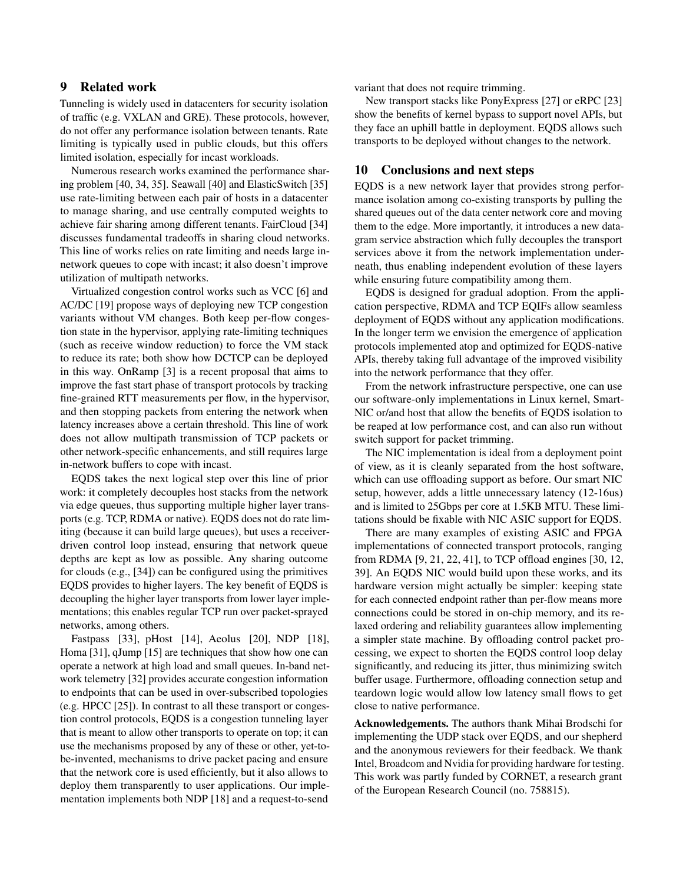## 9 Related work

Tunneling is widely used in datacenters for security isolation of traffic (e.g. VXLAN and GRE). These protocols, however, do not offer any performance isolation between tenants. Rate limiting is typically used in public clouds, but this offers limited isolation, especially for incast workloads.

Numerous research works examined the performance sharing problem [40, 34, 35]. Seawall [40] and ElasticSwitch [35] use rate-limiting between each pair of hosts in a datacenter to manage sharing, and use centrally computed weights to achieve fair sharing among different tenants. FairCloud [34] discusses fundamental tradeoffs in sharing cloud networks. This line of works relies on rate limiting and needs large in-network queues to cope with incast; it also doesn't improve utilization of multipath networks.

Virtualized congestion control works such as VCC [6] and AC/DC [19] propose ways of deploying new TCP congestion variants without VM changes. Both keep per-flow congestion state in the hypervisor, applying rate-limiting techniques (such as receive window reduction) to force the VM stack to reduce its rate; both show how DCTCP can be deployed in this way. OnRamp [3] is a recent proposal that aims to improve the fast start phase of transport protocols by tracking fine-grained RTT measurements per flow, in the hypervisor, and then stopping packets from entering the network when latency increases above a certain threshold. This line of work does not allow multipath transmission of TCP packets or other network-specific enhancements, and still requires large in-network buffers to cope with incast.

EQDS takes the next logical step over this line of prior work: it completely decouples host stacks from the network via edge queues, thus supporting multiple higher layer transports (e.g. TCP, RDMA or native). EQDS does not do rate limiting (because it can build large queues), but uses a receiver-driven control loop instead, ensuring that network queue depths are kept as low as possible. Any sharing outcome for clouds (e.g., [34]) can be configured using the primitives EQDS provides to higher layers. The key benefit of EQDS is decoupling the higher layer transports from lower layer implementations; this enables regular TCP run over packet-sprayed networks, among others.

Fastpass [33], pHost [14], Aeolus [20], NDP [18], Homa [31], qJump [15] are techniques that show how one can operate a network at high load and small queues. In-band network telemetry [32] provides accurate congestion information to endpoints that can be used in over-subscribed topologies (e.g. HPCC [25]). In contrast to all these transport or congestion control protocols, EQDS is a congestion tunneling layer that is meant to allow other transports to operate on top; it can use the mechanisms proposed by any of these or other, yet-to-be-invented, mechanisms to drive packet pacing and ensure that the network core is used efficiently, but it also allows to deploy them transparently to user applications. Our implementation implements both NDP [18] and a request-to-send variant that does not require trimming.

New transport stacks like PonyExpress [27] or eRPC [23] show the benefits of kernel bypass to support novel APIs, but they face an uphill battle in deployment. EQDS allows such transports to be deployed without changes to the network.

## 10 Conclusions and next steps

EQDS is a new network layer that provides strong performance isolation among co-existing transports by pulling the shared queues out of the data center network core and moving them to the edge. More importantly, it introduces a new datagram service abstraction which fully decouples the transport services above it from the network implementation underneath, thus enabling independent evolution of these layers while ensuring future compatibility among them.

EQDS is designed for gradual adoption. From the application perspective, RDMA and TCP EQIFs allow seamless deployment of EQDS without any application modifications. In the longer term we envision the emergence of application protocols implemented atop and optimized for EQDS-native APIs, thereby taking full advantage of the improved visibility into the network performance that they offer.

From the network infrastructure perspective, one can use our software-only implementations in Linux kernel, SmartNIC or/and host that allow the benefits of EQDS isolation to be reaped at low performance cost, and can also run without switch support for packet trimming.

The NIC implementation is ideal from a deployment point of view, as it is cleanly separated from the host software, which can use offloading support as before. Our smart NIC setup, however, adds a little unnecessary latency (12-16us) and is limited to 25Gbps per core at 1.5KB MTU. These limitations should be fixable with NIC ASIC support for EQDS.

There are many examples of existing ASIC and FPGA implementations of connected transport protocols, ranging from RDMA [9, 21, 22, 41], to TCP offload engines [30, 12, 39]. An EQDS NIC would build upon these works, and its hardware version might actually be simpler: keeping state for each connected endpoint rather than per-flow means more connections could be stored in on-chip memory, and its relaxed ordering and reliability guarantees allow implementing a simpler state machine. By offloading control packet processing, we expect to shorten the EQDS control loop delay significantly, and reducing its jitter, thus minimizing switch buffer usage. Furthermore, offloading connection setup and teardown logic would allow low latency small flows to get close to native performance.

**Acknowledgements.** The authors thank Mihai Brodschi for implementing the UDP stack over EQDS, and our shepherd and the anonymous reviewers for their feedback. We thank Intel, Broadcom and Nvidia for providing hardware for testing. This work was partly funded by CORNET, a research grant of the European Research Council (no. 758815).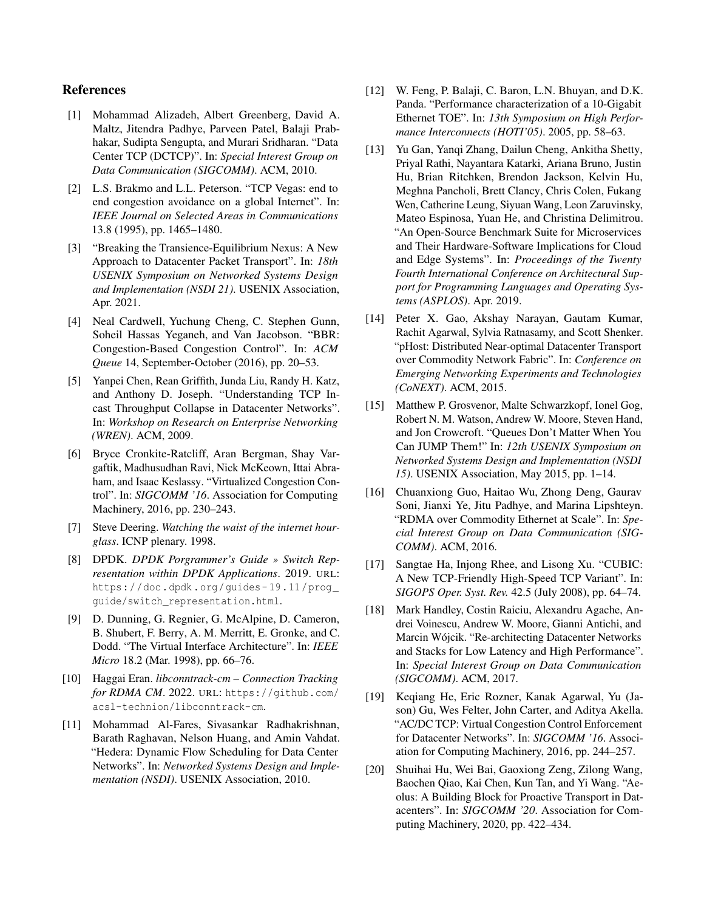## References

[1] Mohammad Alizadeh, Albert Greenberg, David A. Maltz, Jitendra Padhye, Parveen Patel, Balaji Prabhakar, Sudipta Sengupta, and Murari Sridharan. "Data Center TCP (DCTCP)". In: *Special Interest Group on Data Communication (SIGCOMM)*. ACM, 2010.

[2] L.S. Brakmo and L.L. Peterson. "TCP Vegas: end to end congestion avoidance on a global Internet". In: *IEEE Journal on Selected Areas in Communications* 13.8 (1995), pp. 1465–1480.

[3] "Breaking the Transience-Equilibrium Nexus: A New Approach to Datacenter Packet Transport". In: *18th USENIX Symposium on Networked Systems Design and Implementation (NSDI 21)*. USENIX Association, Apr. 2021.

[4] Neal Cardwell, Yuchung Cheng, C. Stephen Gunn, Soheil Hassas Yeganeh, and Van Jacobson. "BBR: Congestion-Based Congestion Control". In: *ACM Queue* 14, September-October (2016), pp. 20–53.

[5] Yanpei Chen, Rean Griffith, Junda Liu, Randy H. Katz, and Anthony D. Joseph. "Understanding TCP Incast Throughput Collapse in Datacenter Networks". In: *Workshop on Research on Enterprise Networking (WREN)*. ACM, 2009.

[6] Bryce Cronkite-Ratcliff, Aran Bergman, Shay Vargaftik, Madhusudhan Ravi, Nick McKeown, Ittai Abraham, and Isaac Keslassy. "Virtualized Congestion Control". In: *SIGCOMM '16*. Association for Computing Machinery, 2016, pp. 230–243.

[7] Steve Deering. *Watching the waist of the internet hourglass*. ICNP plenary. 1998.

[8] DPDK. *DPDK Porgrammer's Guide » Switch Representation within DPDK Applications*. 2019. URL: https://doc.dpdk.org/guides-19.11/prog_guide/switch_representation.html.

[9] D. Dunning, G. Regnier, G. McAlpine, D. Cameron, B. Shubert, F. Berry, A. M. Merritt, E. Gronke, and C. Dodd. "The Virtual Interface Architecture". In: *IEEE Micro* 18.2 (Mar. 1998), pp. 66–76.

[10] Haggai Eran. *libconntrack-cm – Connection Tracking for RDMA CM*. 2022. URL: https://github.com/acsl-technion/libconntrack-cm.

[11] Mohammad Al-Fares, Sivasankar Radhakrishnan, Barath Raghavan, Nelson Huang, and Amin Vahdat. "Hedera: Dynamic Flow Scheduling for Data Center Networks". In: *Networked Systems Design and Implementation (NSDI)*. USENIX Association, 2010.

[12] W. Feng, P. Balaji, C. Baron, L.N. Bhuyan, and D.K. Panda. "Performance characterization of a 10-Gigabit Ethernet TOE". In: *13th Symposium on High Performance Interconnects (HOTI'05)*. 2005, pp. 58–63.

[13] Yu Gan, Yanqi Zhang, Dailun Cheng, Ankitha Shetty, Priyal Rathi, Nayantara Katarki, Ariana Bruno, Justin Hu, Brian Ritchken, Brendon Jackson, Kelvin Hu, Meghna Pancholi, Brett Clancy, Chris Colen, Fukang Wen, Catherine Leung, Siyuan Wang, Leon Zaruvinsky, Mateo Espinosa, Yuan He, and Christina Delimitrou. "An Open-Source Benchmark Suite for Microservices and Their Hardware-Software Implications for Cloud and Edge Systems". In: *Proceedings of the Twenty Fourth International Conference on Architectural Support for Programming Languages and Operating Systems (ASPLOS)*. Apr. 2019.

[14] Peter X. Gao, Akshay Narayan, Gautam Kumar, Rachit Agarwal, Sylvia Ratnasamy, and Scott Shenker. "pHost: Distributed Near-optimal Datacenter Transport over Commodity Network Fabric". In: *Conference on Emerging Networking Experiments and Technologies (CoNEXT)*. ACM, 2015.

[15] Matthew P. Grosvenor, Malte Schwarzkopf, Ionel Gog, Robert N. M. Watson, Andrew W. Moore, Steven Hand, and Jon Crowcroft. "Queues Don't Matter When You Can JUMP Them!" In: *12th USENIX Symposium on Networked Systems Design and Implementation (NSDI 15)*. USENIX Association, May 2015, pp. 1–14.

[16] Chuanxiong Guo, Haitao Wu, Zhong Deng, Gaurav Soni, Jianxi Ye, Jitu Padhye, and Marina Lipshteyn. "RDMA over Commodity Ethernet at Scale". In: *Special Interest Group on Data Communication (SIGCOMM)*. ACM, 2016.

[17] Sangtae Ha, Injong Rhee, and Lisong Xu. "CUBIC: A New TCP-Friendly High-Speed TCP Variant". In: *SIGOPS Oper. Syst. Rev.* 42.5 (July 2008), pp. 64–74.

[18] Mark Handley, Costin Raiciu, Alexandru Agache, Andrei Voinescu, Andrew W. Moore, Gianni Antichi, and Marcin Wójcik. "Re-architecting Datacenter Networks and Stacks for Low Latency and High Performance". In: *Special Interest Group on Data Communication (SIGCOMM)*. ACM, 2017.

[19] Keqiang He, Eric Rozner, Kanak Agarwal, Yu (Jason) Gu, Wes Felter, John Carter, and Aditya Akella. "AC/DC TCP: Virtual Congestion Control Enforcement for Datacenter Networks". In: *SIGCOMM '16*. Association for Computing Machinery, 2016, pp. 244–257.

[20] Shuihai Hu, Wei Bai, Gaoxiong Zeng, Zilong Wang, Baochen Qiao, Kai Chen, Kun Tan, and Yi Wang. "Aeolus: A Building Block for Proactive Transport in Datacenters". In: *SIGCOMM '20*. Association for Computing Machinery, 2020, pp. 422–434.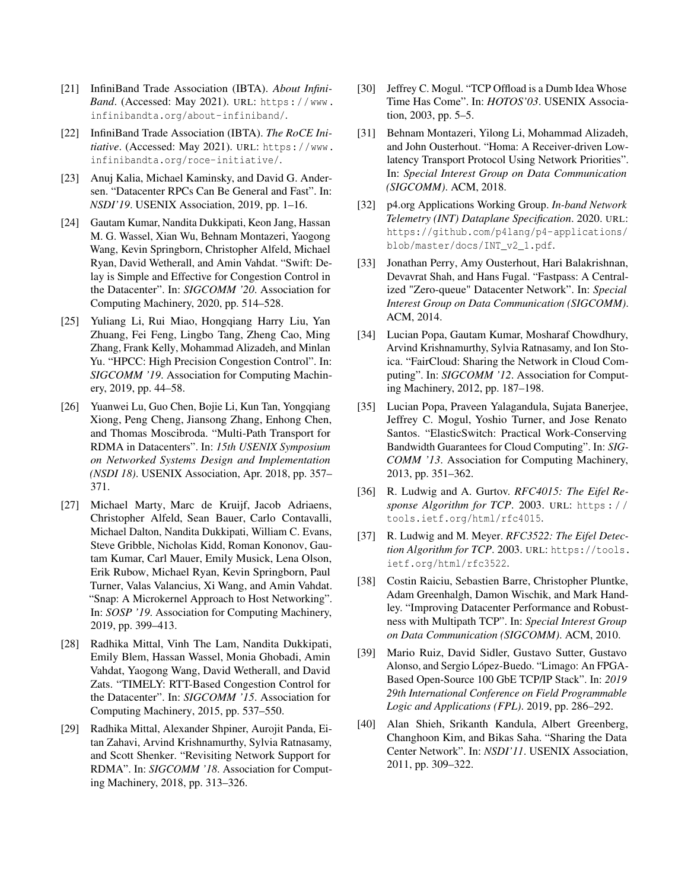- [21] InfiniBand Trade Association (IBTA). *About InfiniBand*. (Accessed: May 2021). URL: https://www.infinibandta.org/about-infiniband/.
- [22] InfiniBand Trade Association (IBTA). *The RoCE Initiative*. (Accessed: May 2021). URL: https://www.infinibandta.org/roce-initiative/.
- [23] Anuj Kalia, Michael Kaminsky, and David G. Andersen. "Datacenter RPCs Can Be General and Fast". In: *NSDI'19*. USENIX Association, 2019, pp. 1–16.
- [24] Gautam Kumar, Nandita Dukkipati, Keon Jang, Hassan M. G. Wassel, Xian Wu, Behnam Montazeri, Yaogong Wang, Kevin Springborn, Christopher Alfeld, Michael Ryan, David Wetherall, and Amin Vahdat. "Swift: Delay is Simple and Effective for Congestion Control in the Datacenter". In: *SIGCOMM '20*. Association for Computing Machinery, 2020, pp. 514–528.
- [25] Yuliang Li, Rui Miao, Hongqiang Harry Liu, Yan Zhuang, Fei Feng, Lingbo Tang, Zheng Cao, Ming Zhang, Frank Kelly, Mohammad Alizadeh, and Minlan Yu. "HPCC: High Precision Congestion Control". In: *SIGCOMM '19*. Association for Computing Machinery, 2019, pp. 44–58.
- [26] Yuanwei Lu, Guo Chen, Bojie Li, Kun Tan, Yongqiang Xiong, Peng Cheng, Jiansong Zhang, Enhong Chen, and Thomas Moscibroda. "Multi-Path Transport for RDMA in Datacenters". In: *15th USENIX Symposium on Networked Systems Design and Implementation (NSDI 18)*. USENIX Association, Apr. 2018, pp. 357–371.
- [27] Michael Marty, Marc de Kruijf, Jacob Adriaens, Christopher Alfeld, Sean Bauer, Carlo Contavalli, Michael Dalton, Nandita Dukkipati, William C. Evans, Steve Gribble, Nicholas Kidd, Roman Kononov, Gautam Kumar, Carl Mauer, Emily Musick, Lena Olson, Erik Rubow, Michael Ryan, Kevin Springborn, Paul Turner, Valas Valancius, Xi Wang, and Amin Vahdat. "Snap: A Microkernel Approach to Host Networking". In: *SOSP '19*. Association for Computing Machinery, 2019, pp. 399–413.
- [28] Radhika Mittal, Vinh The Lam, Nandita Dukkipati, Emily Blem, Hassan Wassel, Monia Ghobadi, Amin Vahdat, Yaogong Wang, David Wetherall, and David Zats. "TIMELY: RTT-Based Congestion Control for the Datacenter". In: *SIGCOMM '15*. Association for Computing Machinery, 2015, pp. 537–550.
- [29] Radhika Mittal, Alexander Shpiner, Aurojit Panda, Eitan Zahavi, Arvind Krishnamurthy, Sylvia Ratnasamy, and Scott Shenker. "Revisiting Network Support for RDMA". In: *SIGCOMM '18*. Association for Computing Machinery, 2018, pp. 313–326.
- [30] Jeffrey C. Mogul. "TCP Offload is a Dumb Idea Whose Time Has Come". In: *HOTOS'03*. USENIX Association, 2003, pp. 5–5.
- [31] Behnam Montazeri, Yilong Li, Mohammad Alizadeh, and John Ousterhout. "Homa: A Receiver-driven Low-latency Transport Protocol Using Network Priorities". In: *Special Interest Group on Data Communication (SIGCOMM)*. ACM, 2018.
- [32] p4.org Applications Working Group. *In-band Network Telemetry (INT) Dataplane Specification*. 2020. URL: https://github.com/p4lang/p4-applications/blob/master/docs/INT_v2_1.pdf.
- [33] Jonathan Perry, Amy Ousterhout, Hari Balakrishnan, Devavrat Shah, and Hans Fugal. "Fastpass: A Centralized "Zero-queue" Datacenter Network". In: *Special Interest Group on Data Communication (SIGCOMM)*. ACM, 2014.
- [34] Lucian Popa, Gautam Kumar, Mosharaf Chowdhury, Arvind Krishnamurthy, Sylvia Ratnasamy, and Ion Stoica. "FairCloud: Sharing the Network in Cloud Computing". In: *SIGCOMM '12*. Association for Computing Machinery, 2012, pp. 187–198.
- [35] Lucian Popa, Praveen Yalagandula, Sujata Banerjee, Jeffrey C. Mogul, Yoshio Turner, and Jose Renato Santos. "ElasticSwitch: Practical Work-Conserving Bandwidth Guarantees for Cloud Computing". In: *SIGCOMM '13*. Association for Computing Machinery, 2013, pp. 351–362.
- [36] R. Ludwig and A. Gurtov. *RFC4015: The Eifel Response Algorithm for TCP*. 2003. URL: https://tools.ietf.org/html/rfc4015.
- [37] R. Ludwig and M. Meyer. *RFC3522: The Eifel Detection Algorithm for TCP*. 2003. URL: https://tools.ietf.org/html/rfc3522.
- [38] Costin Raiciu, Sebastien Barre, Christopher Pluntke, Adam Greenhalgh, Damon Wischik, and Mark Handley. "Improving Datacenter Performance and Robustness with Multipath TCP". In: *Special Interest Group on Data Communication (SIGCOMM)*. ACM, 2010.
- [39] Mario Ruiz, David Sidler, Gustavo Sutter, Gustavo Alonso, and Sergio López-Buedo. "Limago: An FPGA-Based Open-Source 100 GbE TCP/IP Stack". In: *2019 29th International Conference on Field Programmable Logic and Applications (FPL)*. 2019, pp. 286–292.
- [40] Alan Shieh, Srikanth Kandula, Albert Greenberg, Changhoon Kim, and Bikas Saha. "Sharing the Data Center Network". In: *NSDI'11*. USENIX Association, 2011, pp. 309–322.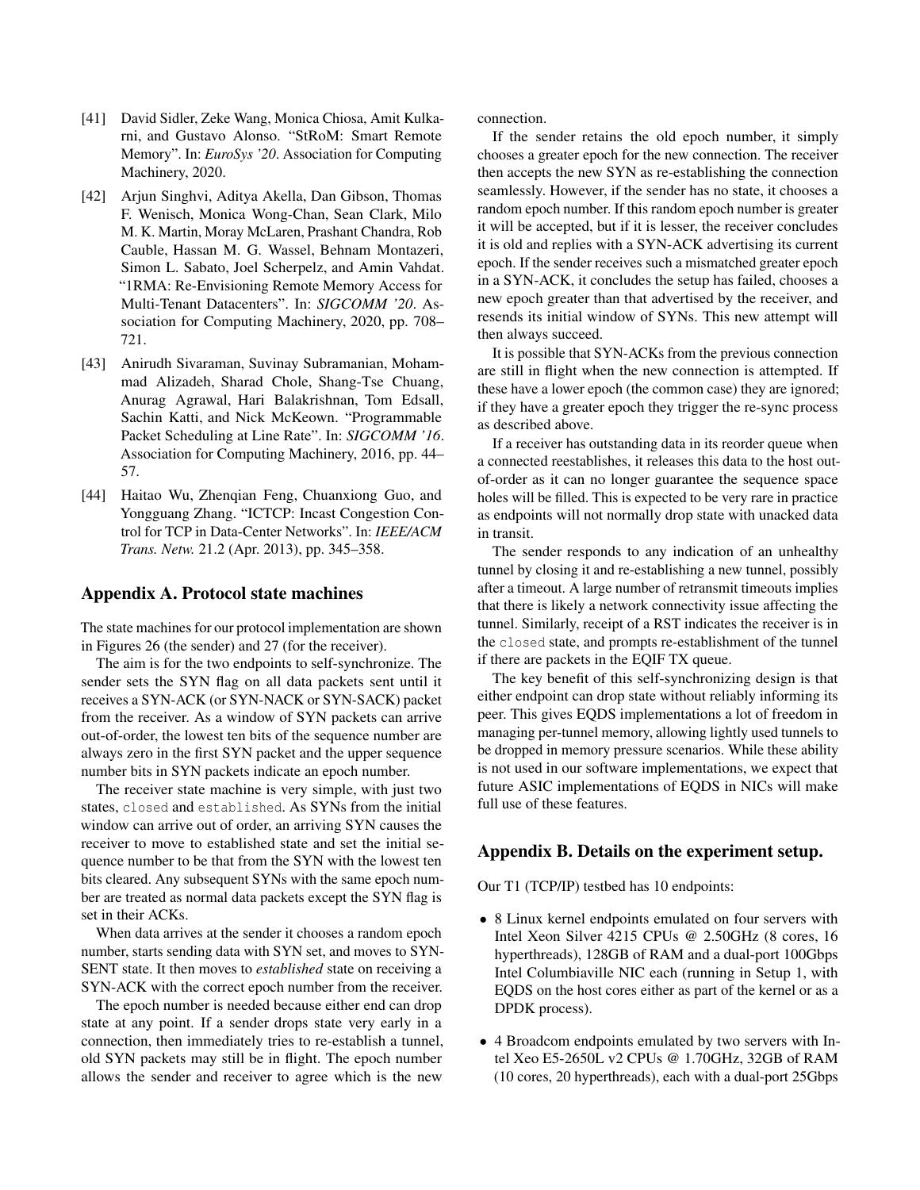[41] David Sidler, Zeke Wang, Monica Chiosa, Amit Kulkarni, and Gustavo Alonso. “StRoM: Smart Remote Memory”. In: *EuroSys '20*. Association for Computing Machinery, 2020.

[42] Arjun Singhvi, Aditya Akella, Dan Gibson, Thomas F. Wenisch, Monica Wong-Chan, Sean Clark, Milo M. K. Martin, Moray McLaren, Prashant Chandra, Rob Cauble, Hassan M. G. Wassel, Behnam Montazeri, Simon L. Sabato, Joel Scherpelz, and Amin Vahdat. “1RMA: Re-Envisioning Remote Memory Access for Multi-Tenant Datacenters”. In: *SIGCOMM '20*. Association for Computing Machinery, 2020, pp. 708–721.

[43] Anirudh Sivaraman, Suvinay Subramanian, Mohammad Alizadeh, Sharad Chole, Shang-Tse Chuang, Anurag Agrawal, Hari Balakrishnan, Tom Edsall, Sachin Katti, and Nick McKeown. “Programmable Packet Scheduling at Line Rate”. In: *SIGCOMM '16*. Association for Computing Machinery, 2016, pp. 44–57.

[44] Haitao Wu, Zhenqian Feng, Chuanxiong Guo, and Yongguang Zhang. “ICTCP: Incast Congestion Control for TCP in Data-Center Networks”. In: *IEEE/ACM Trans. Netw.* 21.2 (Apr. 2013), pp. 345–358.

## Appendix A. Protocol state machines

The state machines for our protocol implementation are shown in Figures 26 (the sender) and 27 (for the receiver).

The aim is for the two endpoints to self-synchronize. The sender sets the SYN flag on all data packets sent until it receives a SYN-ACK (or SYN-NACK or SYN-SACK) packet from the receiver. As a window of SYN packets can arrive out-of-order, the lowest ten bits of the sequence number are always zero in the first SYN packet and the upper sequence number bits in SYN packets indicate an epoch number.

The receiver state machine is very simple, with just two states, `closed` and `established`. As SYNs from the initial window can arrive out of order, an arriving SYN causes the receiver to move to established state and set the initial sequence number to be that from the SYN with the lowest ten bits cleared. Any subsequent SYNs with the same epoch number are treated as normal data packets except the SYN flag is set in their ACKs.

When data arrives at the sender it chooses a random epoch number, starts sending data with SYN set, and moves to SYN-SENT state. It then moves to *established* state on receiving a SYN-ACK with the correct epoch number from the receiver.

The epoch number is needed because either end can drop state at any point. If a sender drops state very early in a connection, then immediately tries to re-establish a tunnel, old SYN packets may still be in flight. The epoch number allows the sender and receiver to agree which is the new connection.

If the sender retains the old epoch number, it simply chooses a greater epoch for the new connection. The receiver then accepts the new SYN as re-establishing the connection seamlessly. However, if the sender has no state, it chooses a random epoch number. If this random epoch number is greater it will be accepted, but if it is lesser, the receiver concludes it is old and replies with a SYN-ACK advertising its current epoch. If the sender receives such a mismatched greater epoch in a SYN-ACK, it concludes the setup has failed, chooses a new epoch greater than that advertised by the receiver, and resends its initial window of SYNs. This new attempt will then always succeed.

It is possible that SYN-ACKs from the previous connection are still in flight when the new connection is attempted. If these have a lower epoch (the common case) they are ignored; if they have a greater epoch they trigger the re-sync process as described above.

If a receiver has outstanding data in its reorder queue when a connected reestablishes, it releases this data to the host out-of-order as it can no longer guarantee the sequence space holes will be filled. This is expected to be very rare in practice as endpoints will not normally drop state with unacked data in transit.

The sender responds to any indication of an unhealthy tunnel by closing it and re-establishing a new tunnel, possibly after a timeout. A large number of retransmit timeouts implies that there is likely a network connectivity issue affecting the tunnel. Similarly, receipt of a RST indicates the receiver is in the `closed` state, and prompts re-establishment of the tunnel if there are packets in the EQIF TX queue.

The key benefit of this self-synchronizing design is that either endpoint can drop state without reliably informing its peer. This gives EQDS implementations a lot of freedom in managing per-tunnel memory, allowing lightly used tunnels to be dropped in memory pressure scenarios. While these ability is not used in our software implementations, we expect that future ASIC implementations of EQDS in NICs will make full use of these features.

## Appendix B. Details on the experiment setup.

Our T1 (TCP/IP) testbed has 10 endpoints:

- 8 Linux kernel endpoints emulated on four servers with Intel Xeon Silver 4215 CPUs @ 2.50GHz (8 cores, 16 hyperthreads), 128GB of RAM and a dual-port 100Gbps Intel Columbiaville NIC each (running in Setup 1, with EQDS on the host cores either as part of the kernel or as a DPDK process).
- 4 Broadcom endpoints emulated by two servers with Intel Xeo E5-2650L v2 CPUs @ 1.70GHz, 32GB of RAM (10 cores, 20 hyperthreads), each with a dual-port 25Gbps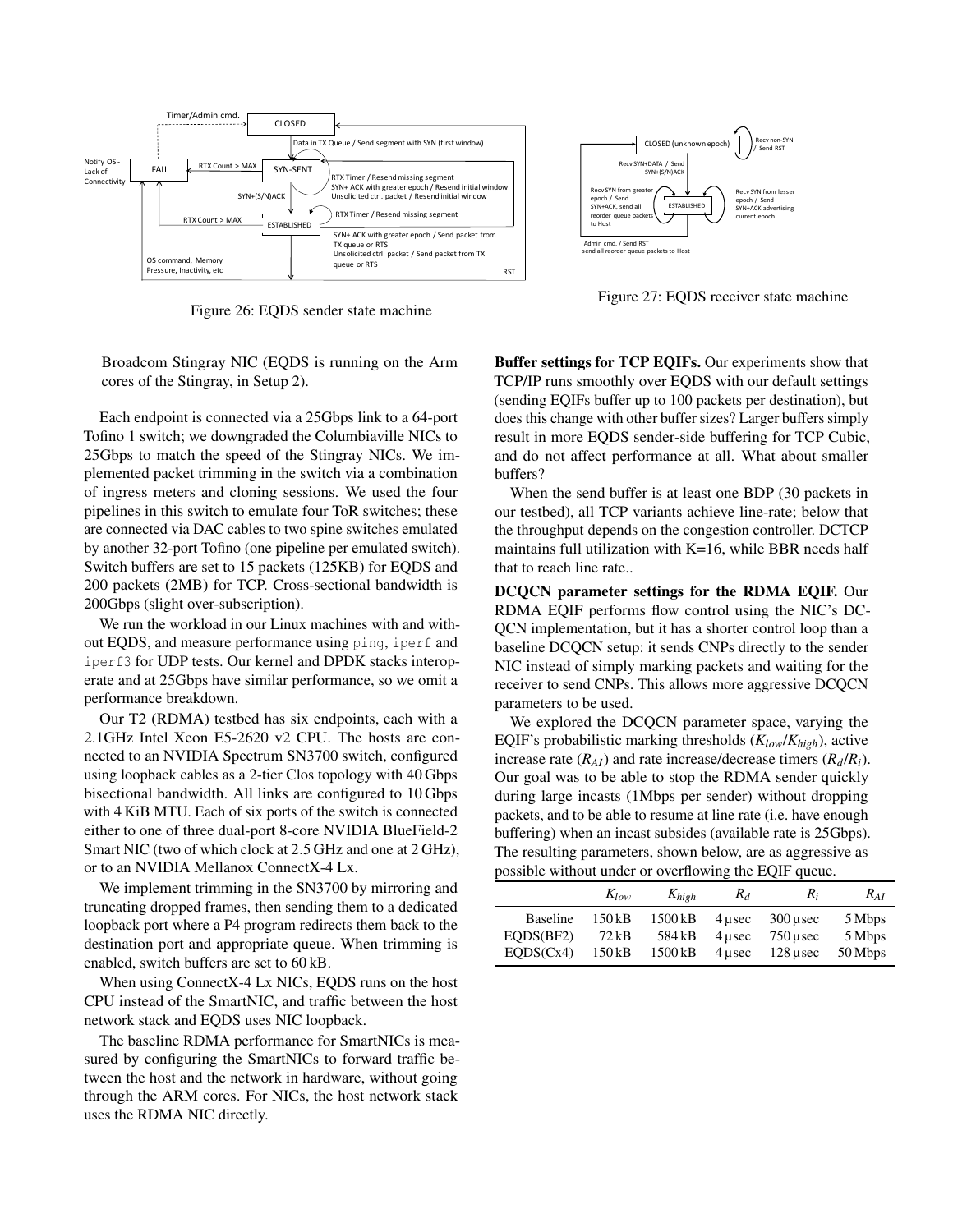Timer/Admin cmd.

CLOSED

Data in TX Queue / Send segment with SYN (first window)

Notify OS - Lack of Connectivity

FAIL

RTX Count > MAX

SYN-SENT

RTX Timer / Resend missing segment

SYN+ ACK with greater epoch / Resend initial window

Unsolicited ctrl. packet / Resend initial window

SYN+(S/N)ACK

RTX Count > MAX

ESTABLISHED

RTX Timer / Resend missing segment

SYN+ ACK with greater epoch / Send packet from TX queue or RTS

Unsolicited ctrl. packet / Send packet from TX queue or RTS

OS command, Memory Pressure, Inactivity, etc

RST

Figure 26: EQDS sender state machine

CLOSED (unknown epoch)

Recv non-SYN / Send RST

Recv SYN+DATA / Send SYN+(S/N)ACK

Recv SYN from greater epoch / Send SYN+ACK, send all reorder queue packets to Host

ESTABLISHED

Recv SYN from lesser epoch / Send SYN+ACK advertising current epoch

Admin cmd. / Send RST send all reorder queue packets to Host

Figure 27: EQDS receiver state machine

Broadcom Stingray NIC (EQDS is running on the Arm cores of the Stingray, in Setup 2).

Each endpoint is connected via a 25Gbps link to a 64-port Tofino 1 switch; we downgraded the Columbiaville NICs to 25Gbps to match the speed of the Stingray NICs. We implemented packet trimming in the switch via a combination of ingress meters and cloning sessions. We used the four pipelines in this switch to emulate four ToR switches; these are connected via DAC cables to two spine switches emulated by another 32-port Tofino (one pipeline per emulated switch). Switch buffers are set to 15 packets (125KB) for EQDS and 200 packets (2MB) for TCP. Cross-sectional bandwidth is 200Gbps (slight over-subscription).

We run the workload in our Linux machines with and without EQDS, and measure performance using ping, iperf and iperf3 for UDP tests. Our kernel and DPDK stacks interoperate and at 25Gbps have similar performance, so we omit a performance breakdown.

Our T2 (RDMA) testbed has six endpoints, each with a 2.1GHz Intel Xeon E5-2620 v2 CPU. The hosts are connected to an NVIDIA Spectrum SN3700 switch, configured using loopback cables as a 2-tier Clos topology with 40 Gbps bisectional bandwidth. All links are configured to 10 Gbps with 4 KiB MTU. Each of six ports of the switch is connected either to one of three dual-port 8-core NVIDIA BlueField-2 Smart NIC (two of which clock at 2.5 GHz and one at 2 GHz), or to an NVIDIA Mellanox ConnectX-4 Lx.

We implement trimming in the SN3700 by mirroring and truncating dropped frames, then sending them to a dedicated loopback port where a P4 program redirects them back to the destination port and appropriate queue. When trimming is enabled, switch buffers are set to 60 kB.

When using ConnectX-4 Lx NICs, EQDS runs on the host CPU instead of the SmartNIC, and traffic between the host network stack and EQDS uses NIC loopback.

The baseline RDMA performance for SmartNICs is measured by configuring the SmartNICs to forward traffic between the host and the network in hardware, without going through the ARM cores. For NICs, the host network stack uses the RDMA NIC directly.

**Buffer settings for TCP EQIFs.** Our experiments show that TCP/IP runs smoothly over EQDS with our default settings (sending EQIFs buffer up to 100 packets per destination), but does this change with other buffer sizes? Larger buffers simply result in more EQDS sender-side buffering for TCP Cubic, and do not affect performance at all. What about smaller buffers?

When the send buffer is at least one BDP (30 packets in our testbed), all TCP variants achieve line-rate; below that the throughput depends on the congestion controller. DCTCP maintains full utilization with K=16, while BBR needs half that to reach line rate..

**DCQCN parameter settings for the RDMA EQIF.** Our RDMA EQIF performs flow control using the NIC's DCQCN implementation, but it has a shorter control loop than a baseline DCQCN setup: it sends CNPs directly to the sender NIC instead of simply marking packets and waiting for the receiver to send CNPs. This allows more aggressive DCQCN parameters to be used.

We explored the DCQCN parameter space, varying the EQIF's probabilistic marking thresholds ($K_{low}$/$K_{high}$), active increase rate ($R_{AI}$) and rate increase/decrease timers ($R_d$/$R_i$). Our goal was to be able to stop the RDMA sender quickly during large incasts (1Mbps per sender) without dropping packets, and to be able to resume at line rate (i.e. have enough buffering) when an incast subsides (available rate is 25Gbps). The resulting parameters, shown below, are as aggressive as possible without under or overflowing the EQIF queue.

| | $K_{low}$ | $K_{high}$ | $R_d$ | $R_i$ | $R_{AI}$ |
|---|---|---|---|---|---|
| Baseline | 150 kB | 1500 kB | 4 µsec | 300 µsec | 5 Mbps |
| EQDS(BF2) | 72 kB | 584 kB | 4 µsec | 750 µsec | 5 Mbps |
| EQDS(Cx4) | 150 kB | 1500 kB | 4 µsec | 128 µsec | 50 Mbps |